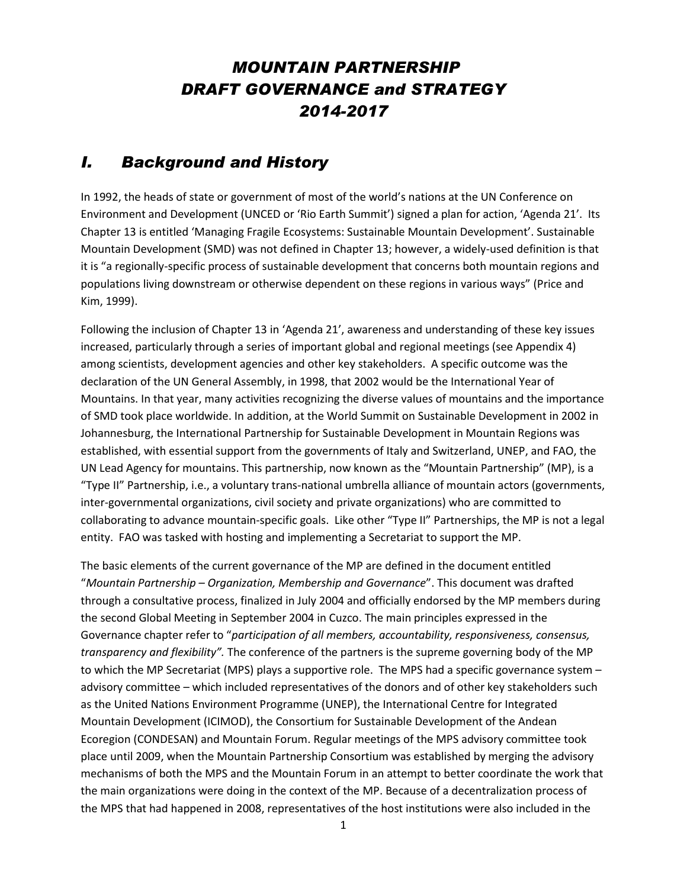# *MOUNTAIN PARTNERSHIP DRAFT GOVERNANCE and STRATEGY 2014-2017*

## *I. Background and History*

In 1992, the heads of state or government of most of the world's nations at the UN Conference on Environment and Development (UNCED or 'Rio Earth Summit') signed a plan for action, 'Agenda 21'. Its Chapter 13 is entitled 'Managing Fragile Ecosystems: Sustainable Mountain Development'. Sustainable Mountain Development (SMD) was not defined in Chapter 13; however, a widely-used definition is that it is "a regionally-specific process of sustainable development that concerns both mountain regions and populations living downstream or otherwise dependent on these regions in various ways" (Price and Kim, 1999).

Following the inclusion of Chapter 13 in 'Agenda 21', awareness and understanding of these key issues increased, particularly through a series of important global and regional meetings (see Appendix 4) among scientists, development agencies and other key stakeholders. A specific outcome was the declaration of the UN General Assembly, in 1998, that 2002 would be the International Year of Mountains. In that year, many activities recognizing the diverse values of mountains and the importance of SMD took place worldwide. In addition, at the World Summit on Sustainable Development in 2002 in Johannesburg, the International Partnership for Sustainable Development in Mountain Regions was established, with essential support from the governments of Italy and Switzerland, UNEP, and FAO, the UN Lead Agency for mountains. This partnership, now known as the "Mountain Partnership" (MP), is a "Type II" Partnership, i.e., a voluntary trans-national umbrella alliance of mountain actors (governments, inter-governmental organizations, civil society and private organizations) who are committed to collaborating to advance mountain-specific goals. Like other "Type II" Partnerships, the MP is not a legal entity. FAO was tasked with hosting and implementing a Secretariat to support the MP.

The basic elements of the current governance of the MP are defined in the document entitled "*Mountain Partnership – Organization, Membership and Governance*". This document was drafted through a consultative process, finalized in July 2004 and officially endorsed by the MP members during the second Global Meeting in September 2004 in Cuzco. The main principles expressed in the Governance chapter refer to "*participation of all members, accountability, responsiveness, consensus, transparency and flexibility".* The conference of the partners is the supreme governing body of the MP to which the MP Secretariat (MPS) plays a supportive role. The MPS had a specific governance system – advisory committee – which included representatives of the donors and of other key stakeholders such as the United Nations Environment Programme (UNEP), the International Centre for Integrated Mountain Development (ICIMOD), the Consortium for Sustainable Development of the Andean Ecoregion (CONDESAN) and Mountain Forum. Regular meetings of the MPS advisory committee took place until 2009, when the Mountain Partnership Consortium was established by merging the advisory mechanisms of both the MPS and the Mountain Forum in an attempt to better coordinate the work that the main organizations were doing in the context of the MP. Because of a decentralization process of the MPS that had happened in 2008, representatives of the host institutions were also included in the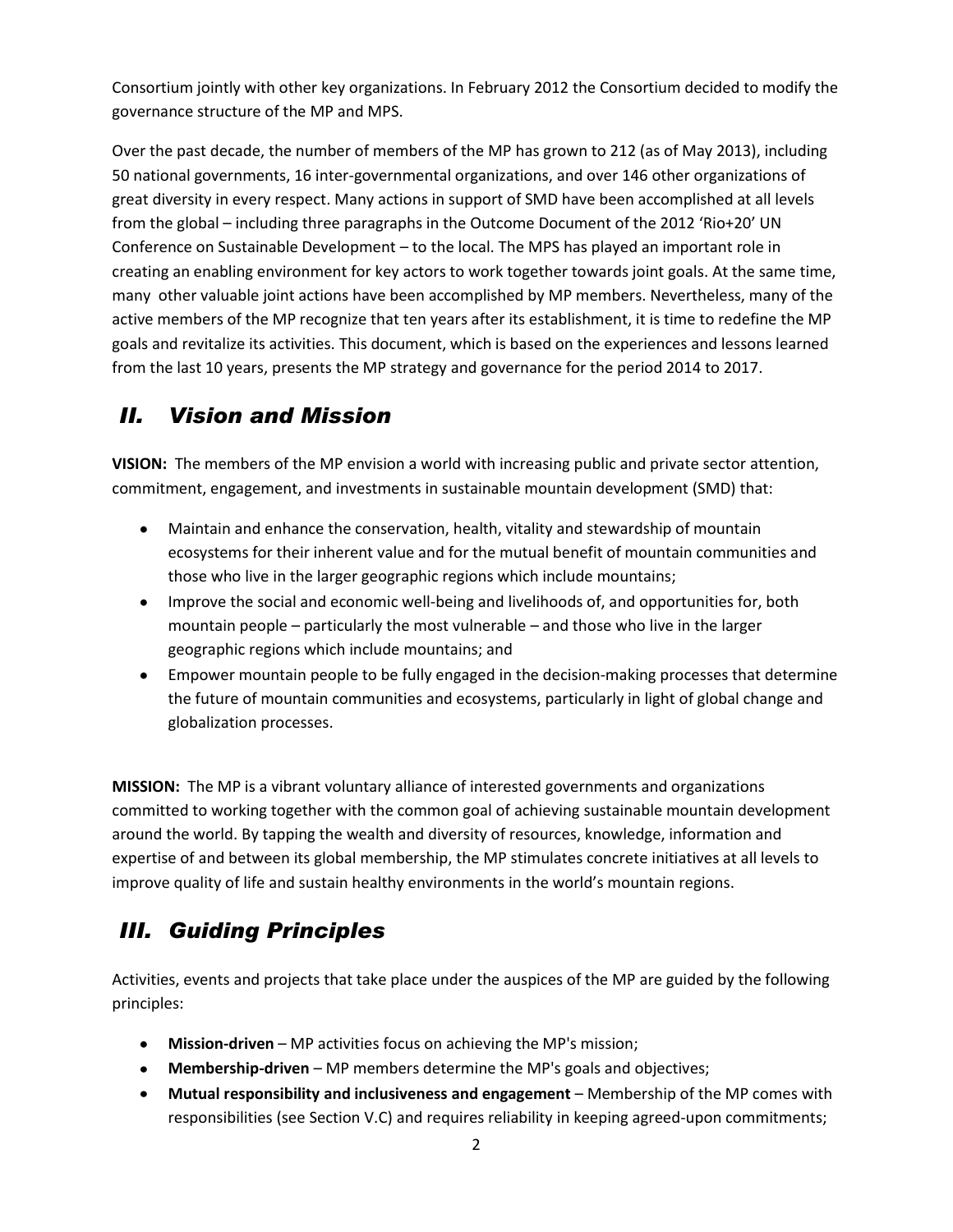Consortium jointly with other key organizations. In February 2012 the Consortium decided to modify the governance structure of the MP and MPS.

Over the past decade, the number of members of the MP has grown to 212 (as of May 2013), including 50 national governments, 16 inter-governmental organizations, and over 146 other organizations of great diversity in every respect. Many actions in support of SMD have been accomplished at all levels from the global – including three paragraphs in the Outcome Document of the 2012 'Rio+20' UN Conference on Sustainable Development – to the local. The MPS has played an important role in creating an enabling environment for key actors to work together towards joint goals. At the same time, many other valuable joint actions have been accomplished by MP members. Nevertheless, many of the active members of the MP recognize that ten years after its establishment, it is time to redefine the MP goals and revitalize its activities. This document, which is based on the experiences and lessons learned from the last 10 years, presents the MP strategy and governance for the period 2014 to 2017.

## *II. Vision and Mission*

**VISION:** The members of the MP envision a world with increasing public and private sector attention, commitment, engagement, and investments in sustainable mountain development (SMD) that:

- Maintain and enhance the conservation, health, vitality and stewardship of mountain ecosystems for their inherent value and for the mutual benefit of mountain communities and those who live in the larger geographic regions which include mountains;
- Improve the social and economic well-being and livelihoods of, and opportunities for, both mountain people – particularly the most vulnerable – and those who live in the larger geographic regions which include mountains; and
- Empower mountain people to be fully engaged in the decision-making processes that determine the future of mountain communities and ecosystems, particularly in light of global change and globalization processes.

**MISSION:** The MP is a vibrant voluntary alliance of interested governments and organizations committed to working together with the common goal of achieving sustainable mountain development around the world. By tapping the wealth and diversity of resources, knowledge, information and expertise of and between its global membership, the MP stimulates concrete initiatives at all levels to improve quality of life and sustain healthy environments in the world's mountain regions.

## *III. Guiding Principles*

Activities, events and projects that take place under the auspices of the MP are guided by the following principles:

- **Mission-driven** – MP activities focus on achieving the MP's mission;
- **Membership-driven** – MP members determine the MP's goals and objectives;
- **Mutual responsibility and inclusiveness and engagement** – Membership of the MP comes with responsibilities (see Section V.C) and requires reliability in keeping agreed-upon commitments;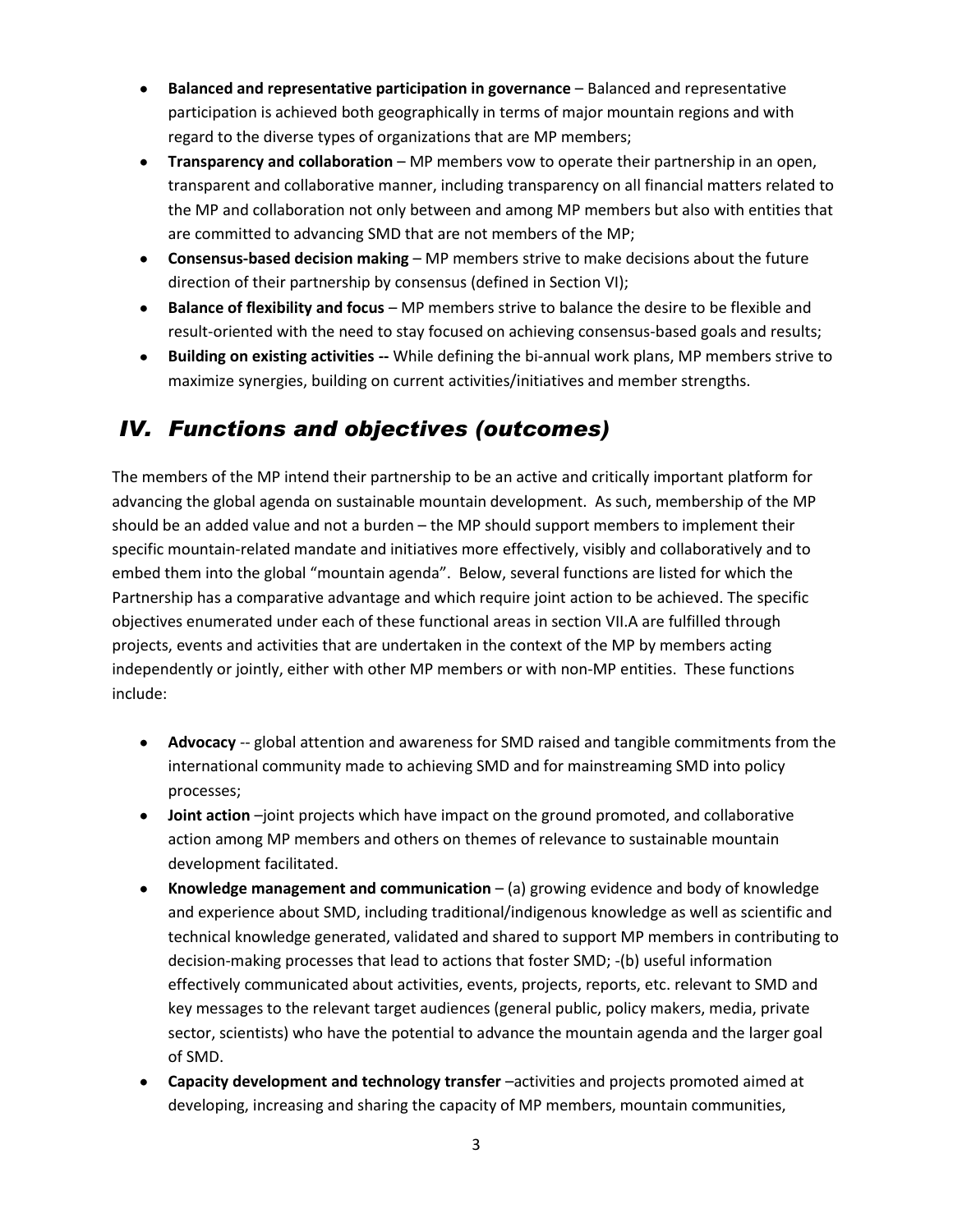- **Balanced and representative participation in governance** – Balanced and representative participation is achieved both geographically in terms of major mountain regions and with regard to the diverse types of organizations that are MP members;
- **Transparency and collaboration** – MP members vow to operate their partnership in an open, transparent and collaborative manner, including transparency on all financial matters related to the MP and collaboration not only between and among MP members but also with entities that are committed to advancing SMD that are not members of the MP;
- **Consensus-based decision making** – MP members strive to make decisions about the future direction of their partnership by consensus (defined in Section VI);
- **Balance of flexibility and focus** – MP members strive to balance the desire to be flexible and result-oriented with the need to stay focused on achieving consensus-based goals and results;
- **Building on existing activities --** While defining the bi-annual work plans, MP members strive to maximize synergies, building on current activities/initiatives and member strengths.

## *IV. Functions and objectives (outcomes)*

The members of the MP intend their partnership to be an active and critically important platform for advancing the global agenda on sustainable mountain development. As such, membership of the MP should be an added value and not a burden – the MP should support members to implement their specific mountain-related mandate and initiatives more effectively, visibly and collaboratively and to embed them into the global "mountain agenda". Below, several functions are listed for which the Partnership has a comparative advantage and which require joint action to be achieved. The specific objectives enumerated under each of these functional areas in section VII.A are fulfilled through projects, events and activities that are undertaken in the context of the MP by members acting independently or jointly, either with other MP members or with non-MP entities. These functions include:

- **Advocacy** -- global attention and awareness for SMD raised and tangible commitments from the international community made to achieving SMD and for mainstreaming SMD into policy processes;
- **Joint action** –joint projects which have impact on the ground promoted, and collaborative action among MP members and others on themes of relevance to sustainable mountain development facilitated.
- **Knowledge management and communication** – (a) growing evidence and body of knowledge and experience about SMD, including traditional/indigenous knowledge as well as scientific and technical knowledge generated, validated and shared to support MP members in contributing to decision-making processes that lead to actions that foster SMD; -(b) useful information effectively communicated about activities, events, projects, reports, etc. relevant to SMD and key messages to the relevant target audiences (general public, policy makers, media, private sector, scientists) who have the potential to advance the mountain agenda and the larger goal of SMD.
- **Capacity development and technology transfer** –activities and projects promoted aimed at developing, increasing and sharing the capacity of MP members, mountain communities,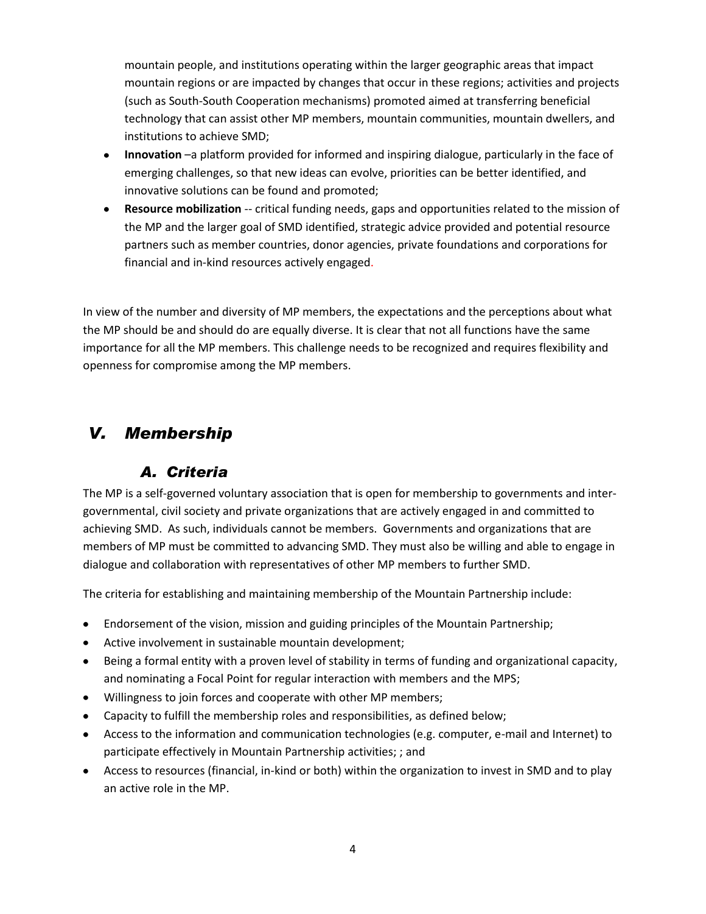mountain people, and institutions operating within the larger geographic areas that impact mountain regions or are impacted by changes that occur in these regions; activities and projects (such as South-South Cooperation mechanisms) promoted aimed at transferring beneficial technology that can assist other MP members, mountain communities, mountain dwellers, and institutions to achieve SMD;

- **Innovation** –a platform provided for informed and inspiring dialogue, particularly in the face of emerging challenges, so that new ideas can evolve, priorities can be better identified, and innovative solutions can be found and promoted;
- **Resource mobilization** -- critical funding needs, gaps and opportunities related to the mission of the MP and the larger goal of SMD identified, strategic advice provided and potential resource partners such as member countries, donor agencies, private foundations and corporations for financial and in-kind resources actively engaged.

In view of the number and diversity of MP members, the expectations and the perceptions about what the MP should be and should do are equally diverse. It is clear that not all functions have the same importance for all the MP members. This challenge needs to be recognized and requires flexibility and openness for compromise among the MP members.

## *V. Membership*

### *A. Criteria*

The MP is a self-governed voluntary association that is open for membership to governments and inter-governmental, civil society and private organizations that are actively engaged in and committed to achieving SMD. As such, individuals cannot be members. Governments and organizations that are members of MP must be committed to advancing SMD. They must also be willing and able to engage in dialogue and collaboration with representatives of other MP members to further SMD.

The criteria for establishing and maintaining membership of the Mountain Partnership include:

- Endorsement of the vision, mission and guiding principles of the Mountain Partnership;
- Active involvement in sustainable mountain development;
- Being a formal entity with a proven level of stability in terms of funding and organizational capacity, and nominating a Focal Point for regular interaction with members and the MPS;
- Willingness to join forces and cooperate with other MP members;
- Capacity to fulfill the membership roles and responsibilities, as defined below;
- Access to the information and communication technologies (e.g. computer, e-mail and Internet) to participate effectively in Mountain Partnership activities; ; and
- Access to resources (financial, in-kind or both) within the organization to invest in SMD and to play an active role in the MP.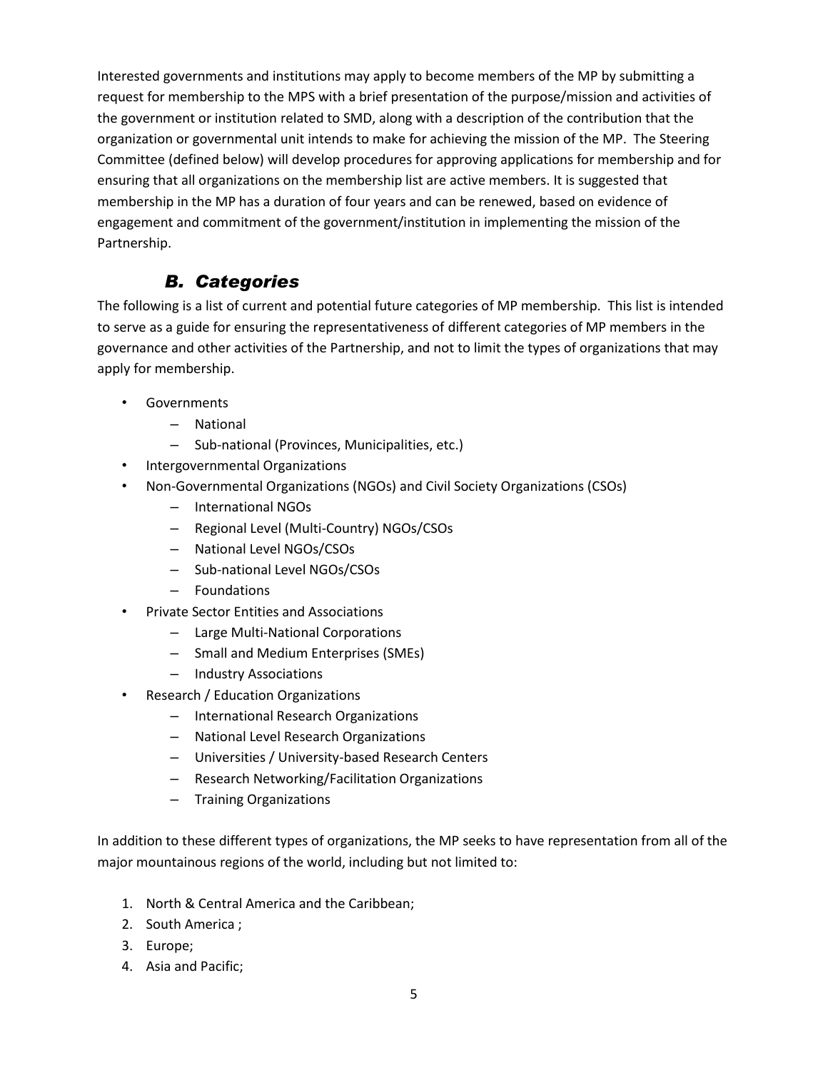Interested governments and institutions may apply to become members of the MP by submitting a request for membership to the MPS with a brief presentation of the purpose/mission and activities of the government or institution related to SMD, along with a description of the contribution that the organization or governmental unit intends to make for achieving the mission of the MP. The Steering Committee (defined below) will develop procedures for approving applications for membership and for ensuring that all organizations on the membership list are active members. It is suggested that membership in the MP has a duration of four years and can be renewed, based on evidence of engagement and commitment of the government/institution in implementing the mission of the Partnership.

## B. Categories

The following is a list of current and potential future categories of MP membership. This list is intended to serve as a guide for ensuring the representativeness of different categories of MP members in the governance and other activities of the Partnership, and not to limit the types of organizations that may apply for membership.

- Governments
  - National
  - Sub-national (Provinces, Municipalities, etc.)
- Intergovernmental Organizations
- Non-Governmental Organizations (NGOs) and Civil Society Organizations (CSOs)
  - International NGOs
  - Regional Level (Multi-Country) NGOs/CSOs
  - National Level NGOs/CSOs
  - Sub-national Level NGOs/CSOs
  - Foundations
- Private Sector Entities and Associations
  - Large Multi-National Corporations
  - Small and Medium Enterprises (SMEs)
  - Industry Associations
- Research / Education Organizations
  - International Research Organizations
  - National Level Research Organizations
  - Universities / University-based Research Centers
  - Research Networking/Facilitation Organizations
  - Training Organizations

In addition to these different types of organizations, the MP seeks to have representation from all of the major mountainous regions of the world, including but not limited to:

1. North & Central America and the Caribbean;
2. South America ;
3. Europe;
4. Asia and Pacific;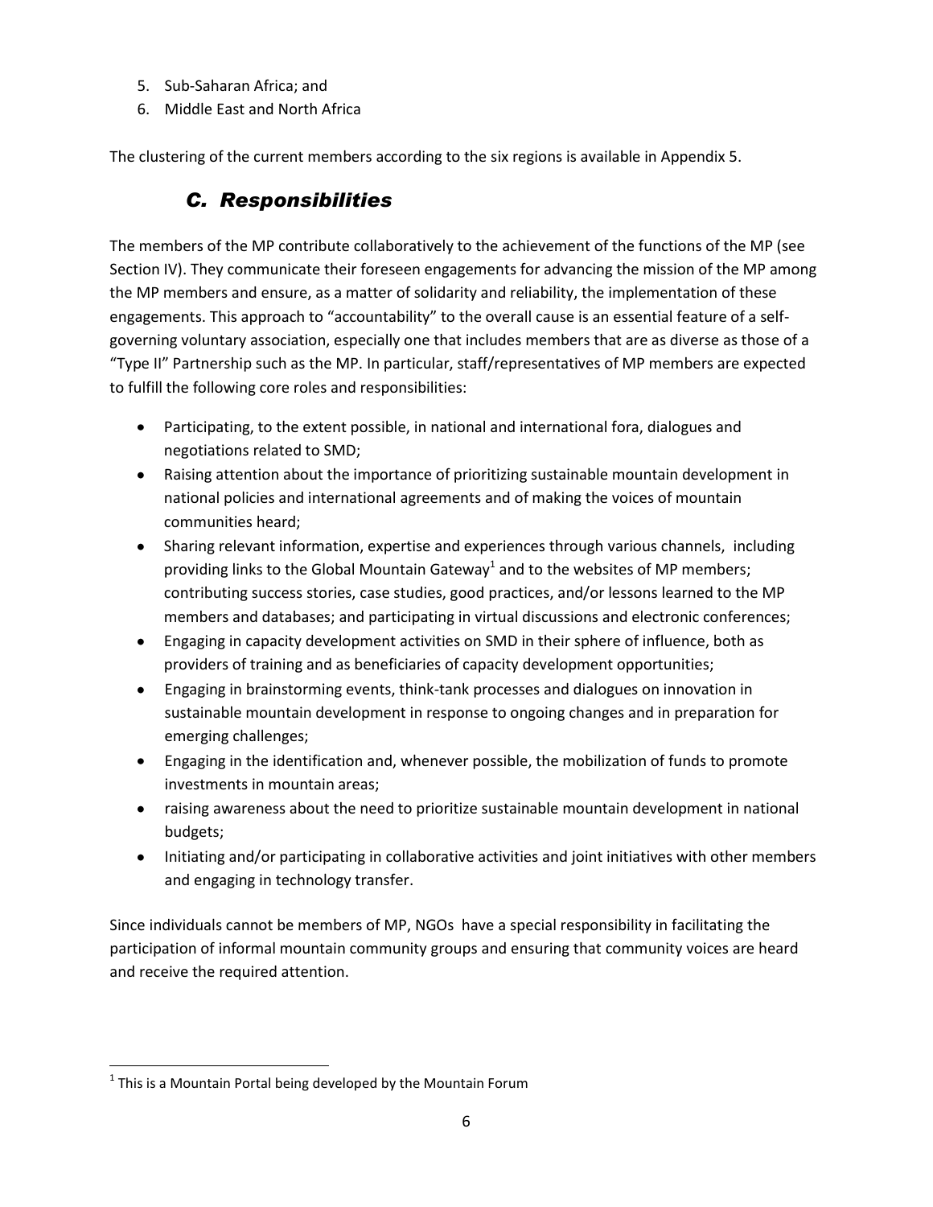5. Sub-Saharan Africa; and
6. Middle East and North Africa

The clustering of the current members according to the six regions is available in Appendix 5.

## *C. Responsibilities*

The members of the MP contribute collaboratively to the achievement of the functions of the MP (see Section IV). They communicate their foreseen engagements for advancing the mission of the MP among the MP members and ensure, as a matter of solidarity and reliability, the implementation of these engagements. This approach to "accountability" to the overall cause is an essential feature of a self-governing voluntary association, especially one that includes members that are as diverse as those of a "Type II" Partnership such as the MP. In particular, staff/representatives of MP members are expected to fulfill the following core roles and responsibilities:

- Participating, to the extent possible, in national and international fora, dialogues and negotiations related to SMD;
- Raising attention about the importance of prioritizing sustainable mountain development in national policies and international agreements and of making the voices of mountain communities heard;
- Sharing relevant information, expertise and experiences through various channels, including providing links to the Global Mountain Gateway[1] and to the websites of MP members; contributing success stories, case studies, good practices, and/or lessons learned to the MP members and databases; and participating in virtual discussions and electronic conferences;
- Engaging in capacity development activities on SMD in their sphere of influence, both as providers of training and as beneficiaries of capacity development opportunities;
- Engaging in brainstorming events, think-tank processes and dialogues on innovation in sustainable mountain development in response to ongoing changes and in preparation for emerging challenges;
- Engaging in the identification and, whenever possible, the mobilization of funds to promote investments in mountain areas;
- raising awareness about the need to prioritize sustainable mountain development in national budgets;
- Initiating and/or participating in collaborative activities and joint initiatives with other members and engaging in technology transfer.

Since individuals cannot be members of MP, NGOs have a special responsibility in facilitating the participation of informal mountain community groups and ensuring that community voices are heard and receive the required attention.

[1] This is a Mountain Portal being developed by the Mountain Forum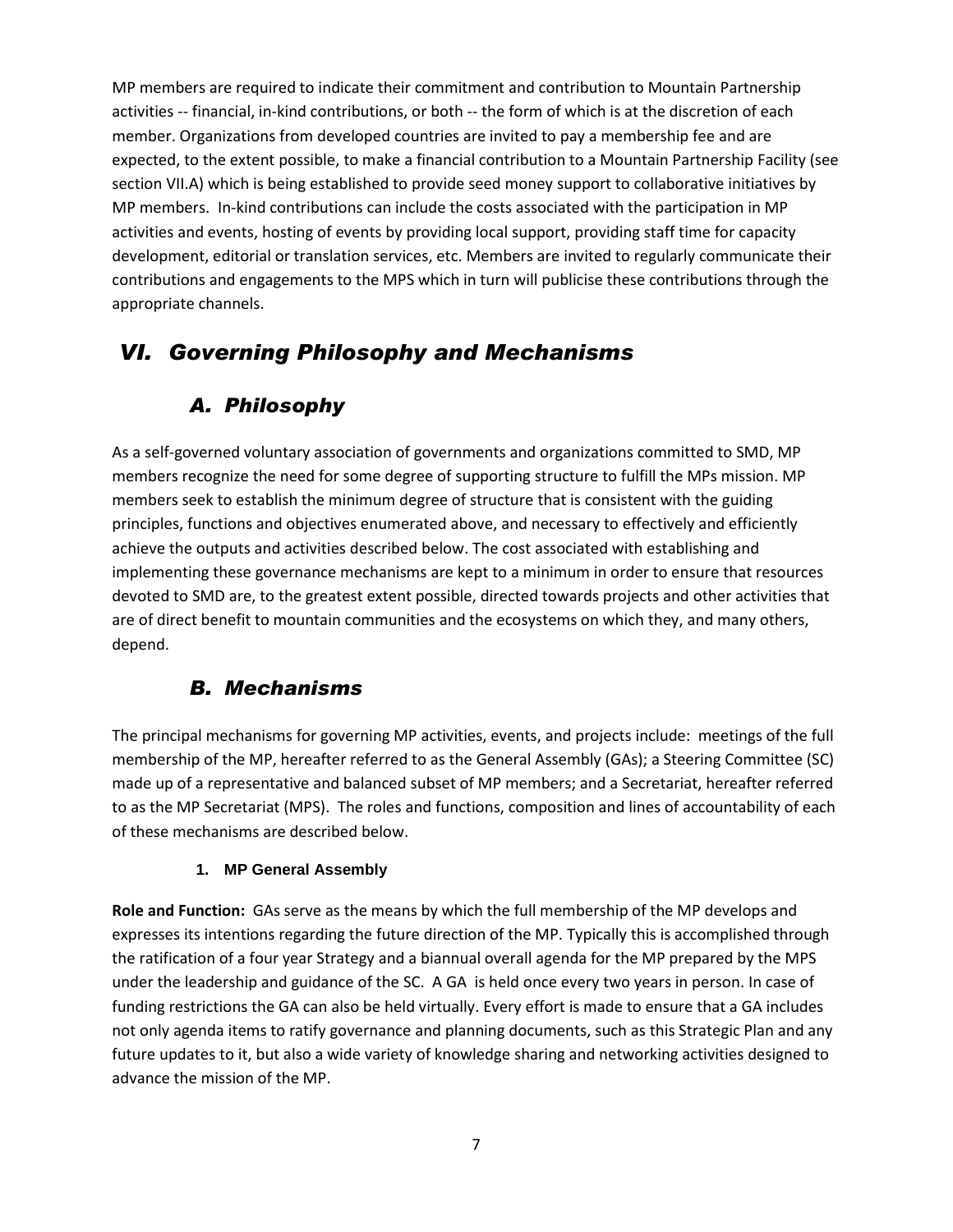MP members are required to indicate their commitment and contribution to Mountain Partnership activities -- financial, in-kind contributions, or both -- the form of which is at the discretion of each member. Organizations from developed countries are invited to pay a membership fee and are expected, to the extent possible, to make a financial contribution to a Mountain Partnership Facility (see section VII.A) which is being established to provide seed money support to collaborative initiatives by MP members. In-kind contributions can include the costs associated with the participation in MP activities and events, hosting of events by providing local support, providing staff time for capacity development, editorial or translation services, etc. Members are invited to regularly communicate their contributions and engagements to the MPS which in turn will publicise these contributions through the appropriate channels.

# *VI. Governing Philosophy and Mechanisms*

## *A. Philosophy*

As a self-governed voluntary association of governments and organizations committed to SMD, MP members recognize the need for some degree of supporting structure to fulfill the MPs mission. MP members seek to establish the minimum degree of structure that is consistent with the guiding principles, functions and objectives enumerated above, and necessary to effectively and efficiently achieve the outputs and activities described below. The cost associated with establishing and implementing these governance mechanisms are kept to a minimum in order to ensure that resources devoted to SMD are, to the greatest extent possible, directed towards projects and other activities that are of direct benefit to mountain communities and the ecosystems on which they, and many others, depend.

## *B. Mechanisms*

The principal mechanisms for governing MP activities, events, and projects include: meetings of the full membership of the MP, hereafter referred to as the General Assembly (GAs); a Steering Committee (SC) made up of a representative and balanced subset of MP members; and a Secretariat, hereafter referred to as the MP Secretariat (MPS). The roles and functions, composition and lines of accountability of each of these mechanisms are described below.

### 1. MP General Assembly

**Role and Function:** GAs serve as the means by which the full membership of the MP develops and expresses its intentions regarding the future direction of the MP. Typically this is accomplished through the ratification of a four year Strategy and a biannual overall agenda for the MP prepared by the MPS under the leadership and guidance of the SC. A GA is held once every two years in person. In case of funding restrictions the GA can also be held virtually. Every effort is made to ensure that a GA includes not only agenda items to ratify governance and planning documents, such as this Strategic Plan and any future updates to it, but also a wide variety of knowledge sharing and networking activities designed to advance the mission of the MP.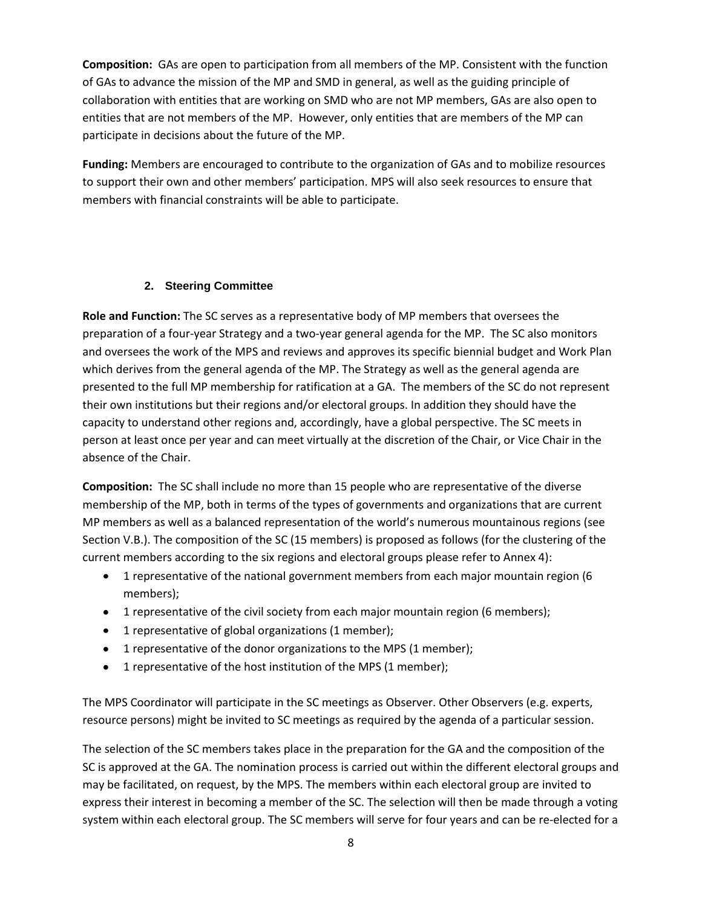**Composition:** GAs are open to participation from all members of the MP. Consistent with the function of GAs to advance the mission of the MP and SMD in general, as well as the guiding principle of collaboration with entities that are working on SMD who are not MP members, GAs are also open to entities that are not members of the MP. However, only entities that are members of the MP can participate in decisions about the future of the MP.

**Funding:** Members are encouraged to contribute to the organization of GAs and to mobilize resources to support their own and other members' participation. MPS will also seek resources to ensure that members with financial constraints will be able to participate.

### 2. Steering Committee

**Role and Function:** The SC serves as a representative body of MP members that oversees the preparation of a four-year Strategy and a two-year general agenda for the MP. The SC also monitors and oversees the work of the MPS and reviews and approves its specific biennial budget and Work Plan which derives from the general agenda of the MP. The Strategy as well as the general agenda are presented to the full MP membership for ratification at a GA. The members of the SC do not represent their own institutions but their regions and/or electoral groups. In addition they should have the capacity to understand other regions and, accordingly, have a global perspective. The SC meets in person at least once per year and can meet virtually at the discretion of the Chair, or Vice Chair in the absence of the Chair.

**Composition:** The SC shall include no more than 15 people who are representative of the diverse membership of the MP, both in terms of the types of governments and organizations that are current MP members as well as a balanced representation of the world's numerous mountainous regions (see Section V.B.). The composition of the SC (15 members) is proposed as follows (for the clustering of the current members according to the six regions and electoral groups please refer to Annex 4):

- 1 representative of the national government members from each major mountain region (6 members);
- 1 representative of the civil society from each major mountain region (6 members);
- 1 representative of global organizations (1 member);
- 1 representative of the donor organizations to the MPS (1 member);
- 1 representative of the host institution of the MPS (1 member);

The MPS Coordinator will participate in the SC meetings as Observer. Other Observers (e.g. experts, resource persons) might be invited to SC meetings as required by the agenda of a particular session.

The selection of the SC members takes place in the preparation for the GA and the composition of the SC is approved at the GA. The nomination process is carried out within the different electoral groups and may be facilitated, on request, by the MPS. The members within each electoral group are invited to express their interest in becoming a member of the SC. The selection will then be made through a voting system within each electoral group. The SC members will serve for four years and can be re-elected for a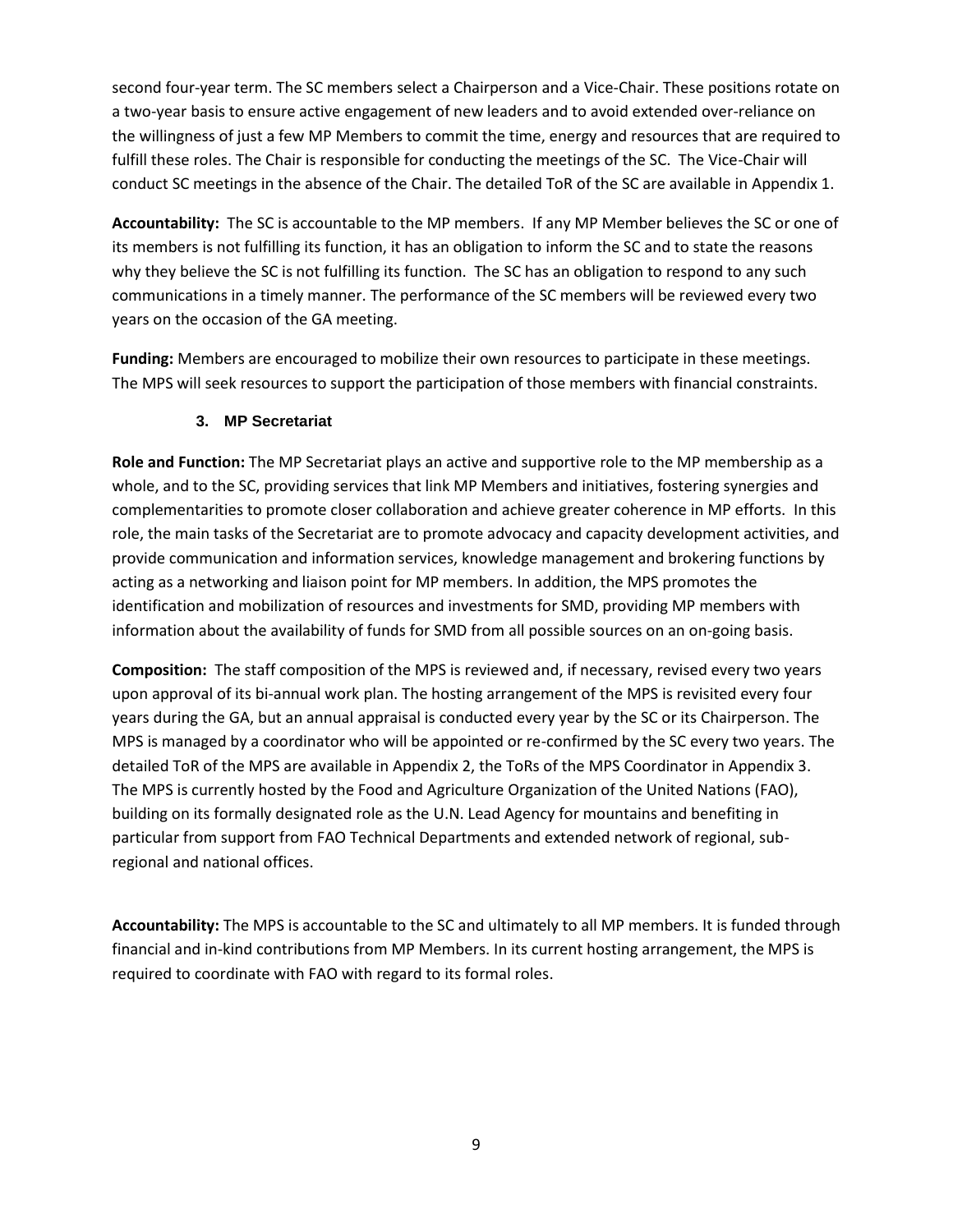second four-year term. The SC members select a Chairperson and a Vice-Chair. These positions rotate on a two-year basis to ensure active engagement of new leaders and to avoid extended over-reliance on the willingness of just a few MP Members to commit the time, energy and resources that are required to fulfill these roles. The Chair is responsible for conducting the meetings of the SC. The Vice-Chair will conduct SC meetings in the absence of the Chair. The detailed ToR of the SC are available in Appendix 1.

**Accountability:** The SC is accountable to the MP members. If any MP Member believes the SC or one of its members is not fulfilling its function, it has an obligation to inform the SC and to state the reasons why they believe the SC is not fulfilling its function. The SC has an obligation to respond to any such communications in a timely manner. The performance of the SC members will be reviewed every two years on the occasion of the GA meeting.

**Funding:** Members are encouraged to mobilize their own resources to participate in these meetings. The MPS will seek resources to support the participation of those members with financial constraints.

### 3. MP Secretariat

**Role and Function:** The MP Secretariat plays an active and supportive role to the MP membership as a whole, and to the SC, providing services that link MP Members and initiatives, fostering synergies and complementarities to promote closer collaboration and achieve greater coherence in MP efforts. In this role, the main tasks of the Secretariat are to promote advocacy and capacity development activities, and provide communication and information services, knowledge management and brokering functions by acting as a networking and liaison point for MP members. In addition, the MPS promotes the identification and mobilization of resources and investments for SMD, providing MP members with information about the availability of funds for SMD from all possible sources on an on-going basis.

**Composition:** The staff composition of the MPS is reviewed and, if necessary, revised every two years upon approval of its bi-annual work plan. The hosting arrangement of the MPS is revisited every four years during the GA, but an annual appraisal is conducted every year by the SC or its Chairperson. The MPS is managed by a coordinator who will be appointed or re-confirmed by the SC every two years. The detailed ToR of the MPS are available in Appendix 2, the ToRs of the MPS Coordinator in Appendix 3. The MPS is currently hosted by the Food and Agriculture Organization of the United Nations (FAO), building on its formally designated role as the U.N. Lead Agency for mountains and benefiting in particular from support from FAO Technical Departments and extended network of regional, sub-regional and national offices.

**Accountability:** The MPS is accountable to the SC and ultimately to all MP members. It is funded through financial and in-kind contributions from MP Members. In its current hosting arrangement, the MPS is required to coordinate with FAO with regard to its formal roles.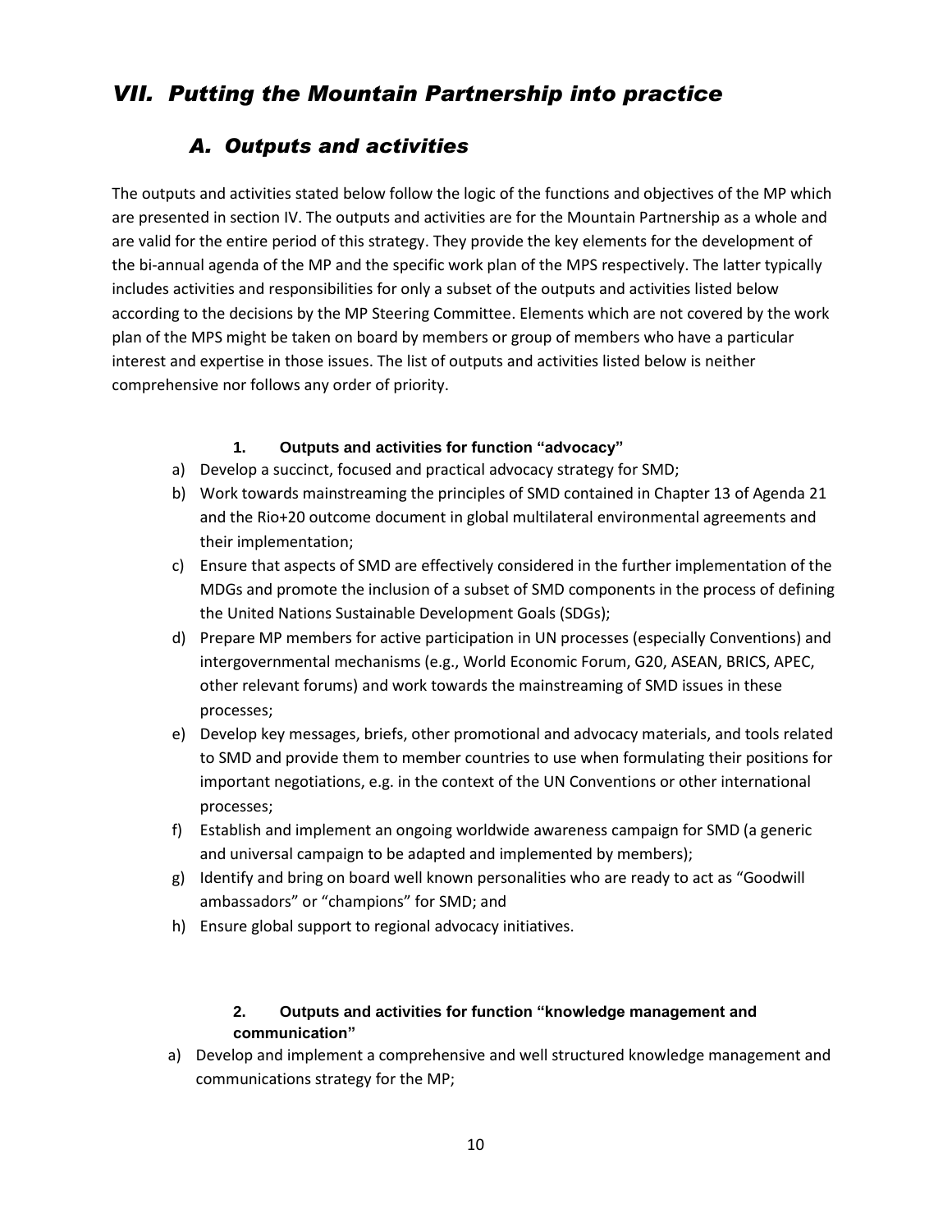# *VII. Putting the Mountain Partnership into practice*

## *A. Outputs and activities*

The outputs and activities stated below follow the logic of the functions and objectives of the MP which are presented in section IV. The outputs and activities are for the Mountain Partnership as a whole and are valid for the entire period of this strategy. They provide the key elements for the development of the bi-annual agenda of the MP and the specific work plan of the MPS respectively. The latter typically includes activities and responsibilities for only a subset of the outputs and activities listed below according to the decisions by the MP Steering Committee. Elements which are not covered by the work plan of the MPS might be taken on board by members or group of members who have a particular interest and expertise in those issues. The list of outputs and activities listed below is neither comprehensive nor follows any order of priority.

### 1. Outputs and activities for function "advocacy"

a) Develop a succinct, focused and practical advocacy strategy for SMD;
b) Work towards mainstreaming the principles of SMD contained in Chapter 13 of Agenda 21 and the Rio+20 outcome document in global multilateral environmental agreements and their implementation;
c) Ensure that aspects of SMD are effectively considered in the further implementation of the MDGs and promote the inclusion of a subset of SMD components in the process of defining the United Nations Sustainable Development Goals (SDGs);
d) Prepare MP members for active participation in UN processes (especially Conventions) and intergovernmental mechanisms (e.g., World Economic Forum, G20, ASEAN, BRICS, APEC, other relevant forums) and work towards the mainstreaming of SMD issues in these processes;
e) Develop key messages, briefs, other promotional and advocacy materials, and tools related to SMD and provide them to member countries to use when formulating their positions for important negotiations, e.g. in the context of the UN Conventions or other international processes;
f) Establish and implement an ongoing worldwide awareness campaign for SMD (a generic and universal campaign to be adapted and implemented by members);
g) Identify and bring on board well known personalities who are ready to act as "Goodwill ambassadors" or "champions" for SMD; and
h) Ensure global support to regional advocacy initiatives.

### 2. Outputs and activities for function "knowledge management and communication"

a) Develop and implement a comprehensive and well structured knowledge management and communications strategy for the MP;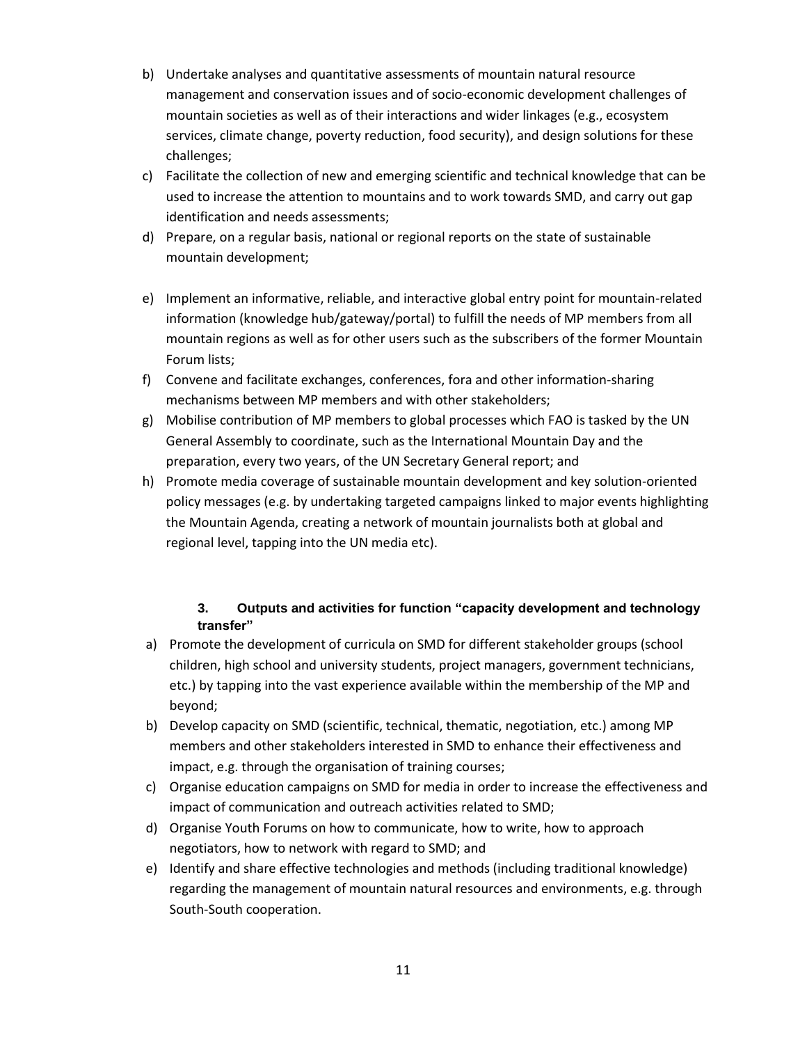b) Undertake analyses and quantitative assessments of mountain natural resource management and conservation issues and of socio-economic development challenges of mountain societies as well as of their interactions and wider linkages (e.g., ecosystem services, climate change, poverty reduction, food security), and design solutions for these challenges;
c) Facilitate the collection of new and emerging scientific and technical knowledge that can be used to increase the attention to mountains and to work towards SMD, and carry out gap identification and needs assessments;
d) Prepare, on a regular basis, national or regional reports on the state of sustainable mountain development;
e) Implement an informative, reliable, and interactive global entry point for mountain-related information (knowledge hub/gateway/portal) to fulfill the needs of MP members from all mountain regions as well as for other users such as the subscribers of the former Mountain Forum lists;
f) Convene and facilitate exchanges, conferences, fora and other information-sharing mechanisms between MP members and with other stakeholders;
g) Mobilise contribution of MP members to global processes which FAO is tasked by the UN General Assembly to coordinate, such as the International Mountain Day and the preparation, every two years, of the UN Secretary General report; and
h) Promote media coverage of sustainable mountain development and key solution-oriented policy messages (e.g. by undertaking targeted campaigns linked to major events highlighting the Mountain Agenda, creating a network of mountain journalists both at global and regional level, tapping into the UN media etc).

### 3. Outputs and activities for function "capacity development and technology transfer"

a) Promote the development of curricula on SMD for different stakeholder groups (school children, high school and university students, project managers, government technicians, etc.) by tapping into the vast experience available within the membership of the MP and beyond;
b) Develop capacity on SMD (scientific, technical, thematic, negotiation, etc.) among MP members and other stakeholders interested in SMD to enhance their effectiveness and impact, e.g. through the organisation of training courses;
c) Organise education campaigns on SMD for media in order to increase the effectiveness and impact of communication and outreach activities related to SMD;
d) Organise Youth Forums on how to communicate, how to write, how to approach negotiators, how to network with regard to SMD; and
e) Identify and share effective technologies and methods (including traditional knowledge) regarding the management of mountain natural resources and environments, e.g. through South-South cooperation.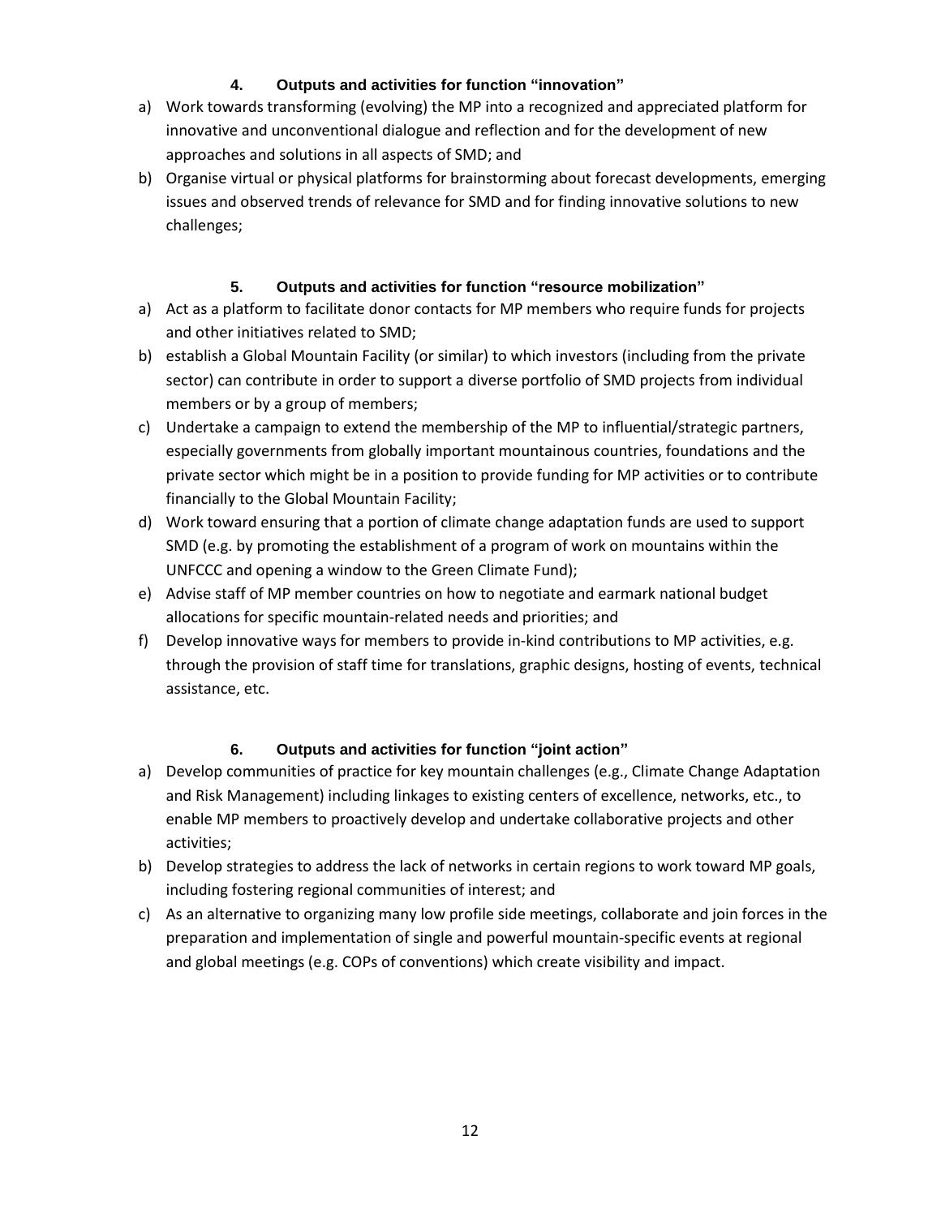### 4. Outputs and activities for function "innovation"

a) Work towards transforming (evolving) the MP into a recognized and appreciated platform for innovative and unconventional dialogue and reflection and for the development of new approaches and solutions in all aspects of SMD; and

b) Organise virtual or physical platforms for brainstorming about forecast developments, emerging issues and observed trends of relevance for SMD and for finding innovative solutions to new challenges;

### 5. Outputs and activities for function "resource mobilization"

a) Act as a platform to facilitate donor contacts for MP members who require funds for projects and other initiatives related to SMD;

b) establish a Global Mountain Facility (or similar) to which investors (including from the private sector) can contribute in order to support a diverse portfolio of SMD projects from individual members or by a group of members;

c) Undertake a campaign to extend the membership of the MP to influential/strategic partners, especially governments from globally important mountainous countries, foundations and the private sector which might be in a position to provide funding for MP activities or to contribute financially to the Global Mountain Facility;

d) Work toward ensuring that a portion of climate change adaptation funds are used to support SMD (e.g. by promoting the establishment of a program of work on mountains within the UNFCCC and opening a window to the Green Climate Fund);

e) Advise staff of MP member countries on how to negotiate and earmark national budget allocations for specific mountain-related needs and priorities; and

f) Develop innovative ways for members to provide in-kind contributions to MP activities, e.g. through the provision of staff time for translations, graphic designs, hosting of events, technical assistance, etc.

### 6. Outputs and activities for function "joint action"

a) Develop communities of practice for key mountain challenges (e.g., Climate Change Adaptation and Risk Management) including linkages to existing centers of excellence, networks, etc., to enable MP members to proactively develop and undertake collaborative projects and other activities;

b) Develop strategies to address the lack of networks in certain regions to work toward MP goals, including fostering regional communities of interest; and

c) As an alternative to organizing many low profile side meetings, collaborate and join forces in the preparation and implementation of single and powerful mountain-specific events at regional and global meetings (e.g. COPs of conventions) which create visibility and impact.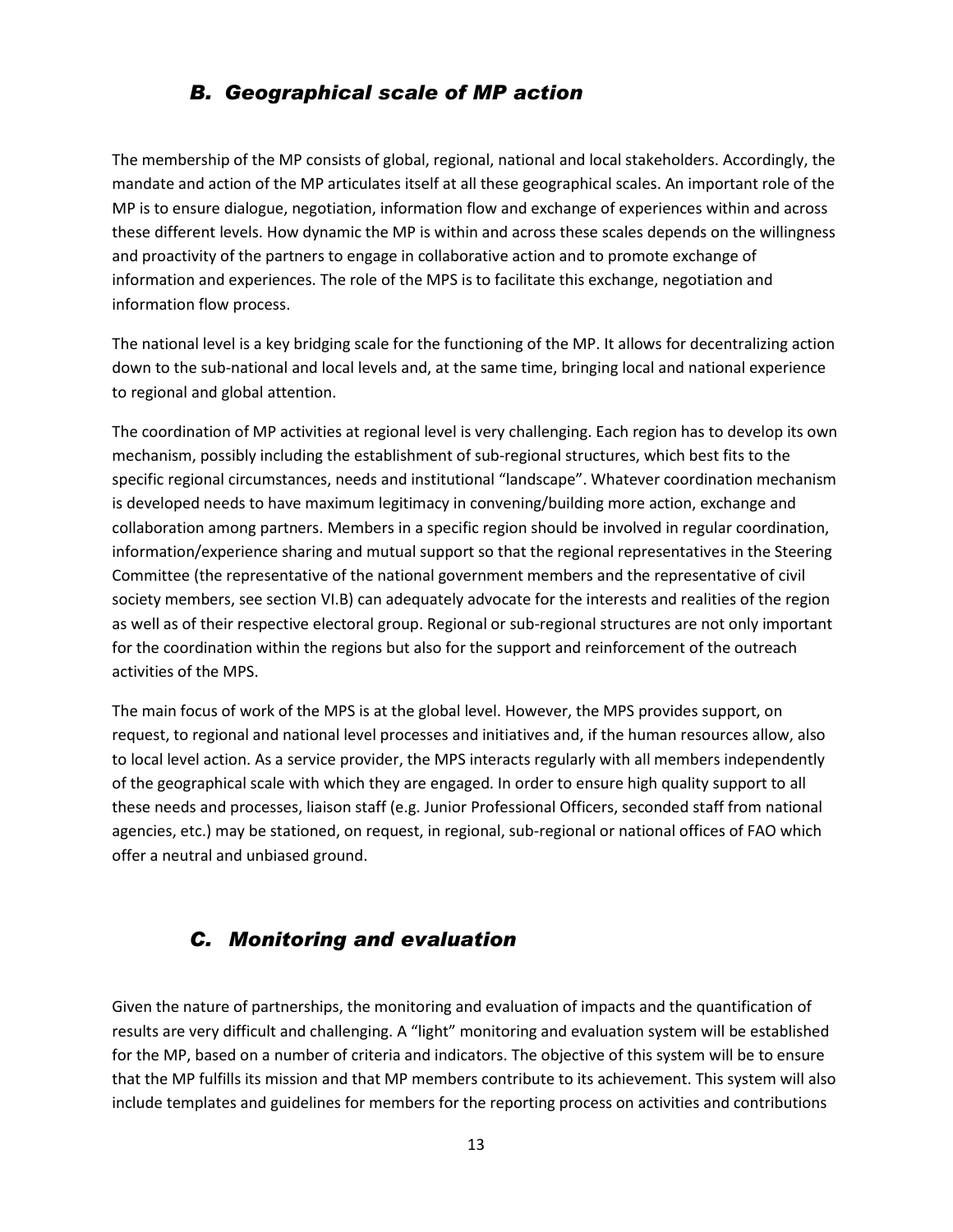## *B. Geographical scale of MP action*

The membership of the MP consists of global, regional, national and local stakeholders. Accordingly, the mandate and action of the MP articulates itself at all these geographical scales. An important role of the MP is to ensure dialogue, negotiation, information flow and exchange of experiences within and across these different levels. How dynamic the MP is within and across these scales depends on the willingness and proactivity of the partners to engage in collaborative action and to promote exchange of information and experiences. The role of the MPS is to facilitate this exchange, negotiation and information flow process.

The national level is a key bridging scale for the functioning of the MP. It allows for decentralizing action down to the sub-national and local levels and, at the same time, bringing local and national experience to regional and global attention.

The coordination of MP activities at regional level is very challenging. Each region has to develop its own mechanism, possibly including the establishment of sub-regional structures, which best fits to the specific regional circumstances, needs and institutional "landscape". Whatever coordination mechanism is developed needs to have maximum legitimacy in convening/building more action, exchange and collaboration among partners. Members in a specific region should be involved in regular coordination, information/experience sharing and mutual support so that the regional representatives in the Steering Committee (the representative of the national government members and the representative of civil society members, see section VI.B) can adequately advocate for the interests and realities of the region as well as of their respective electoral group. Regional or sub-regional structures are not only important for the coordination within the regions but also for the support and reinforcement of the outreach activities of the MPS.

The main focus of work of the MPS is at the global level. However, the MPS provides support, on request, to regional and national level processes and initiatives and, if the human resources allow, also to local level action. As a service provider, the MPS interacts regularly with all members independently of the geographical scale with which they are engaged. In order to ensure high quality support to all these needs and processes, liaison staff (e.g. Junior Professional Officers, seconded staff from national agencies, etc.) may be stationed, on request, in regional, sub-regional or national offices of FAO which offer a neutral and unbiased ground.

## *C. Monitoring and evaluation*

Given the nature of partnerships, the monitoring and evaluation of impacts and the quantification of results are very difficult and challenging. A "light" monitoring and evaluation system will be established for the MP, based on a number of criteria and indicators. The objective of this system will be to ensure that the MP fulfills its mission and that MP members contribute to its achievement. This system will also include templates and guidelines for members for the reporting process on activities and contributions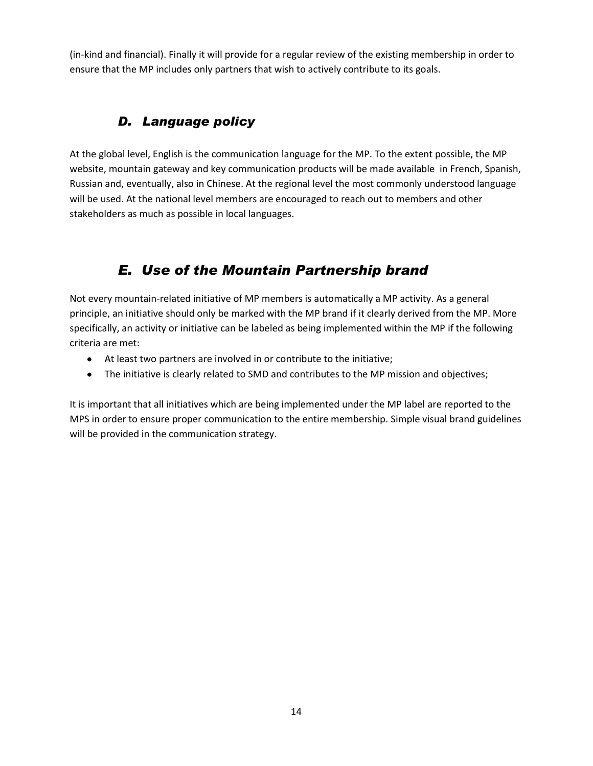(in-kind and financial). Finally it will provide for a regular review of the existing membership in order to ensure that the MP includes only partners that wish to actively contribute to its goals.

## *D. Language policy*

At the global level, English is the communication language for the MP. To the extent possible, the MP website, mountain gateway and key communication products will be made available in French, Spanish, Russian and, eventually, also in Chinese. At the regional level the most commonly understood language will be used. At the national level members are encouraged to reach out to members and other stakeholders as much as possible in local languages.

## *E. Use of the Mountain Partnership brand*

Not every mountain-related initiative of MP members is automatically a MP activity. As a general principle, an initiative should only be marked with the MP brand if it clearly derived from the MP. More specifically, an activity or initiative can be labeled as being implemented within the MP if the following criteria are met:

- At least two partners are involved in or contribute to the initiative;
- The initiative is clearly related to SMD and contributes to the MP mission and objectives;

It is important that all initiatives which are being implemented under the MP label are reported to the MPS in order to ensure proper communication to the entire membership. Simple visual brand guidelines will be provided in the communication strategy.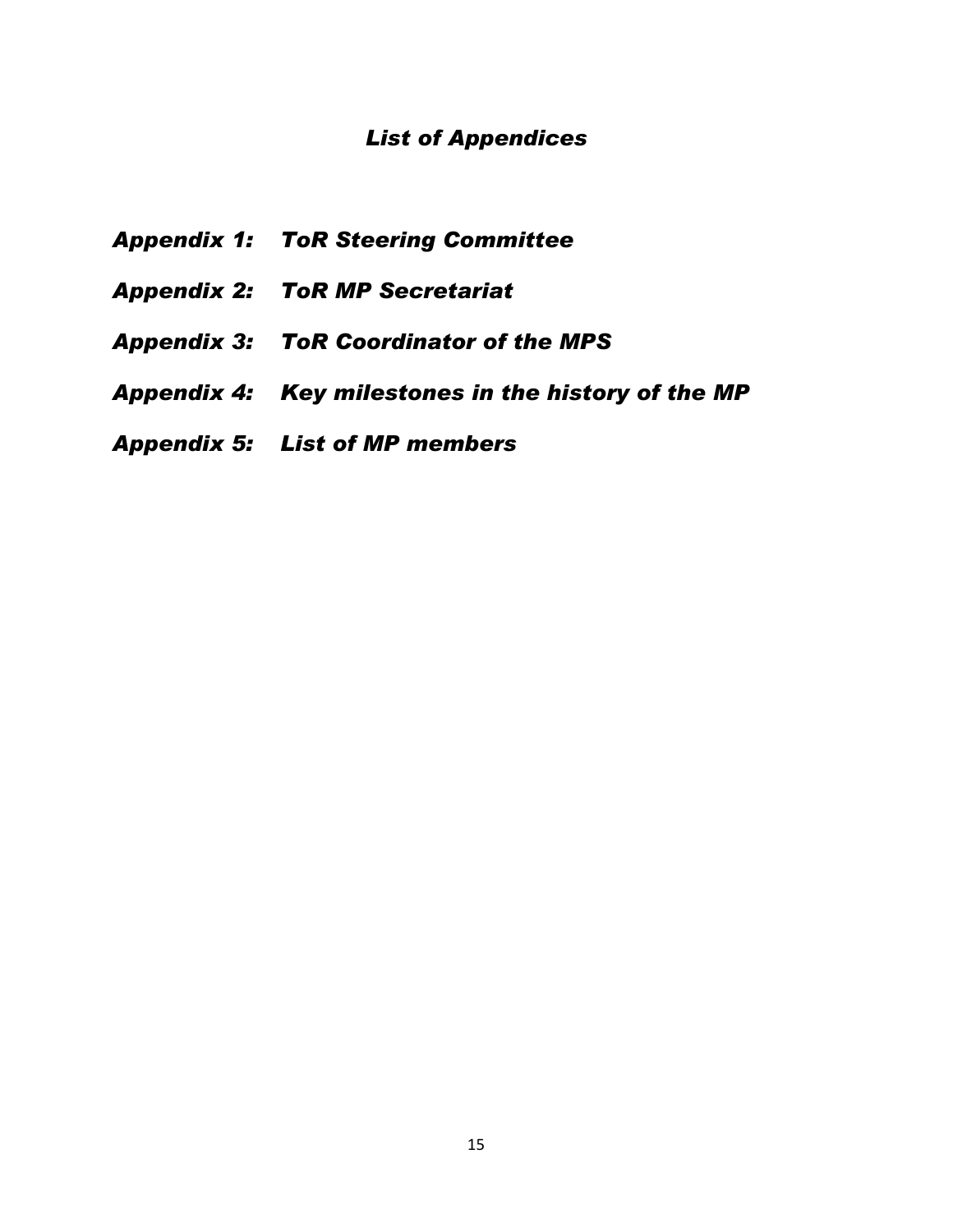## *List of Appendices*

***Appendix 1: ToR Steering Committee***

***Appendix 2: ToR MP Secretariat***

***Appendix 3: ToR Coordinator of the MPS***

***Appendix 4: Key milestones in the history of the MP***

***Appendix 5: List of MP members***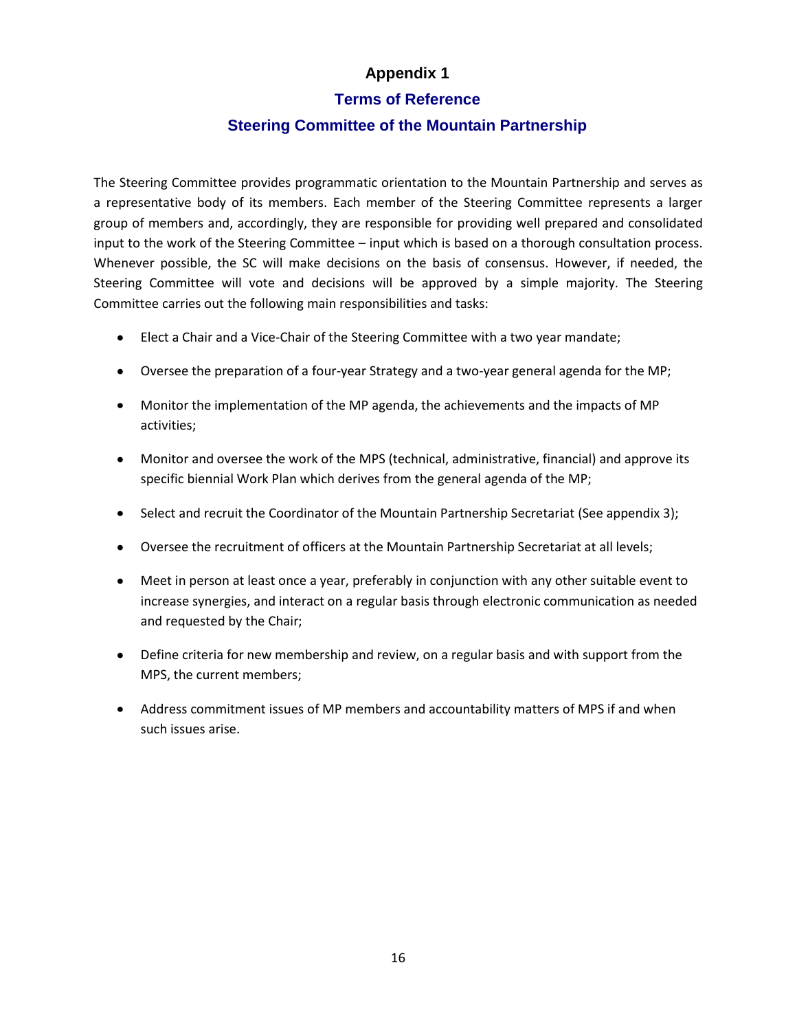# Appendix 1

## Terms of Reference

## Steering Committee of the Mountain Partnership

The Steering Committee provides programmatic orientation to the Mountain Partnership and serves as a representative body of its members. Each member of the Steering Committee represents a larger group of members and, accordingly, they are responsible for providing well prepared and consolidated input to the work of the Steering Committee – input which is based on a thorough consultation process. Whenever possible, the SC will make decisions on the basis of consensus. However, if needed, the Steering Committee will vote and decisions will be approved by a simple majority. The Steering Committee carries out the following main responsibilities and tasks:

- Elect a Chair and a Vice-Chair of the Steering Committee with a two year mandate;
- Oversee the preparation of a four-year Strategy and a two-year general agenda for the MP;
- Monitor the implementation of the MP agenda, the achievements and the impacts of MP activities;
- Monitor and oversee the work of the MPS (technical, administrative, financial) and approve its specific biennial Work Plan which derives from the general agenda of the MP;
- Select and recruit the Coordinator of the Mountain Partnership Secretariat (See appendix 3);
- Oversee the recruitment of officers at the Mountain Partnership Secretariat at all levels;
- Meet in person at least once a year, preferably in conjunction with any other suitable event to increase synergies, and interact on a regular basis through electronic communication as needed and requested by the Chair;
- Define criteria for new membership and review, on a regular basis and with support from the MPS, the current members;
- Address commitment issues of MP members and accountability matters of MPS if and when such issues arise.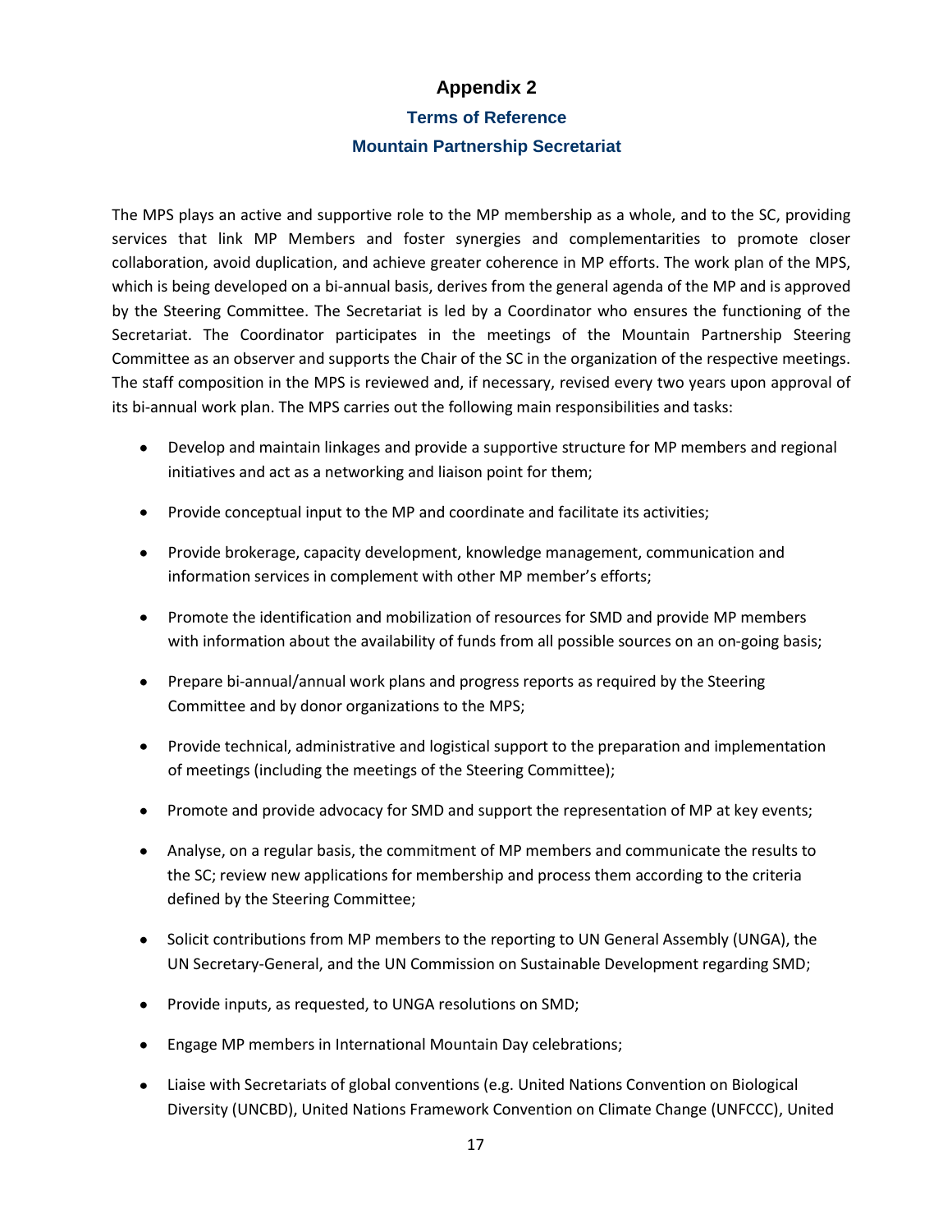# Appendix 2

## Terms of Reference

## Mountain Partnership Secretariat

The MPS plays an active and supportive role to the MP membership as a whole, and to the SC, providing services that link MP Members and foster synergies and complementarities to promote closer collaboration, avoid duplication, and achieve greater coherence in MP efforts. The work plan of the MPS, which is being developed on a bi-annual basis, derives from the general agenda of the MP and is approved by the Steering Committee. The Secretariat is led by a Coordinator who ensures the functioning of the Secretariat. The Coordinator participates in the meetings of the Mountain Partnership Steering Committee as an observer and supports the Chair of the SC in the organization of the respective meetings. The staff composition in the MPS is reviewed and, if necessary, revised every two years upon approval of its bi-annual work plan. The MPS carries out the following main responsibilities and tasks:

- Develop and maintain linkages and provide a supportive structure for MP members and regional initiatives and act as a networking and liaison point for them;
- Provide conceptual input to the MP and coordinate and facilitate its activities;
- Provide brokerage, capacity development, knowledge management, communication and information services in complement with other MP member's efforts;
- Promote the identification and mobilization of resources for SMD and provide MP members with information about the availability of funds from all possible sources on an on-going basis;
- Prepare bi-annual/annual work plans and progress reports as required by the Steering Committee and by donor organizations to the MPS;
- Provide technical, administrative and logistical support to the preparation and implementation of meetings (including the meetings of the Steering Committee);
- Promote and provide advocacy for SMD and support the representation of MP at key events;
- Analyse, on a regular basis, the commitment of MP members and communicate the results to the SC; review new applications for membership and process them according to the criteria defined by the Steering Committee;
- Solicit contributions from MP members to the reporting to UN General Assembly (UNGA), the UN Secretary-General, and the UN Commission on Sustainable Development regarding SMD;
- Provide inputs, as requested, to UNGA resolutions on SMD;
- Engage MP members in International Mountain Day celebrations;
- Liaise with Secretariats of global conventions (e.g. United Nations Convention on Biological Diversity (UNCBD), United Nations Framework Convention on Climate Change (UNFCCC), United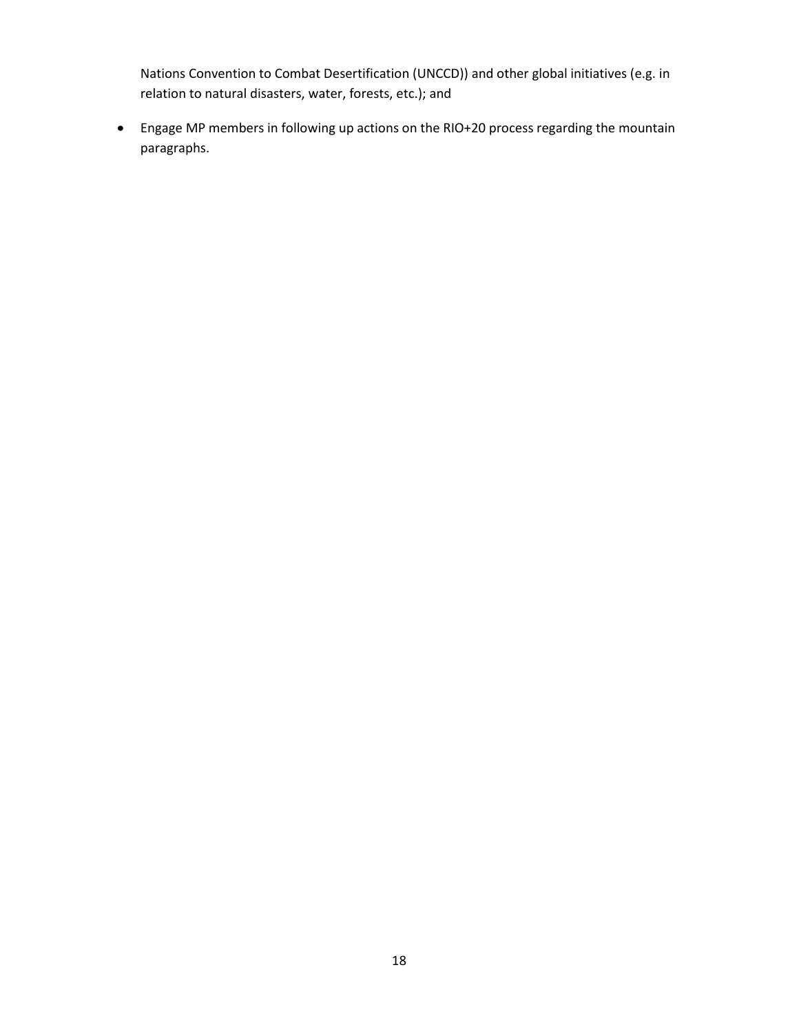Nations Convention to Combat Desertification (UNCCD)) and other global initiatives (e.g. in relation to natural disasters, water, forests, etc.); and

- Engage MP members in following up actions on the RIO+20 process regarding the mountain paragraphs.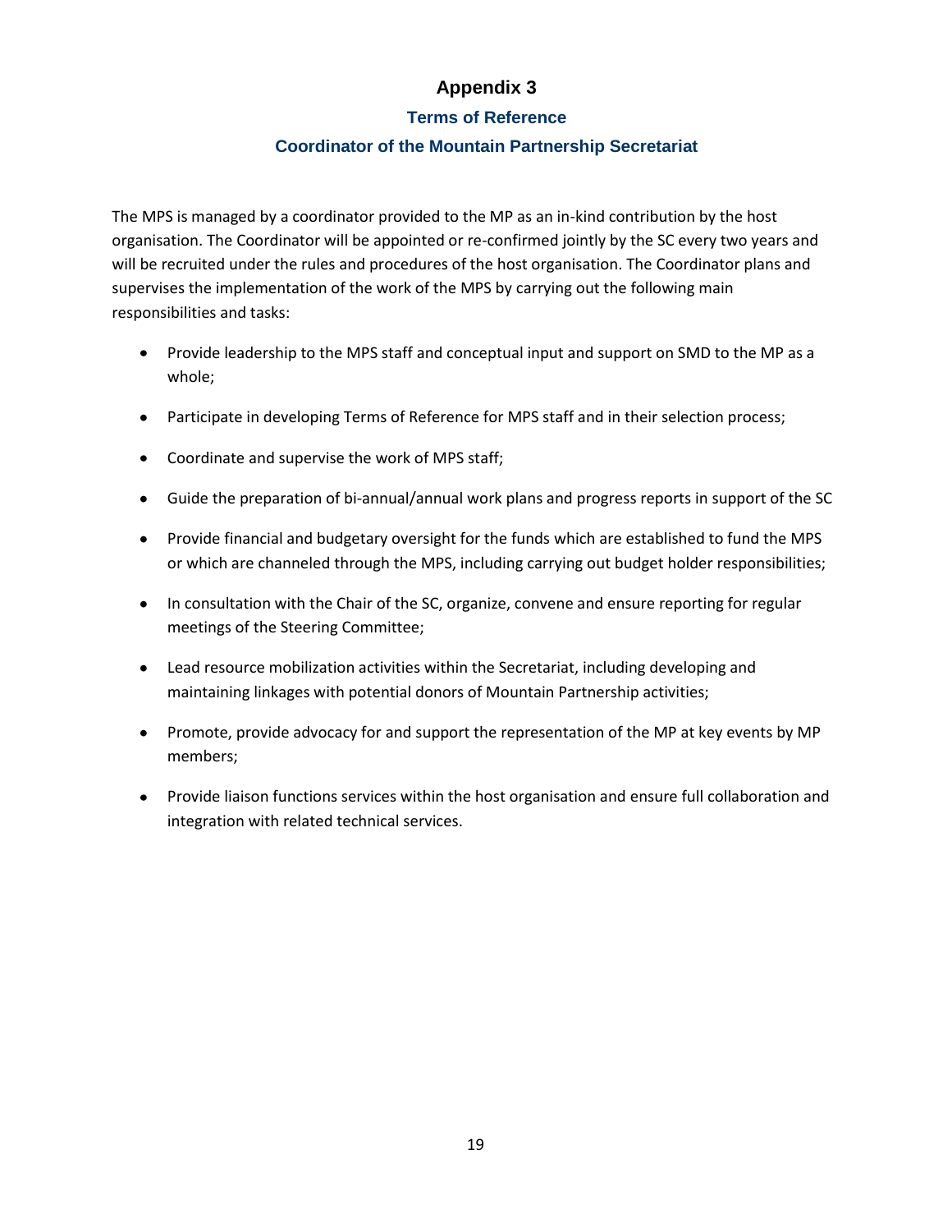# Appendix 3

## Terms of Reference

### Coordinator of the Mountain Partnership Secretariat

The MPS is managed by a coordinator provided to the MP as an in-kind contribution by the host organisation. The Coordinator will be appointed or re-confirmed jointly by the SC every two years and will be recruited under the rules and procedures of the host organisation. The Coordinator plans and supervises the implementation of the work of the MPS by carrying out the following main responsibilities and tasks:

- Provide leadership to the MPS staff and conceptual input and support on SMD to the MP as a whole;
- Participate in developing Terms of Reference for MPS staff and in their selection process;
- Coordinate and supervise the work of MPS staff;
- Guide the preparation of bi-annual/annual work plans and progress reports in support of the SC
- Provide financial and budgetary oversight for the funds which are established to fund the MPS or which are channeled through the MPS, including carrying out budget holder responsibilities;
- In consultation with the Chair of the SC, organize, convene and ensure reporting for regular meetings of the Steering Committee;
- Lead resource mobilization activities within the Secretariat, including developing and maintaining linkages with potential donors of Mountain Partnership activities;
- Promote, provide advocacy for and support the representation of the MP at key events by MP members;
- Provide liaison functions services within the host organisation and ensure full collaboration and integration with related technical services.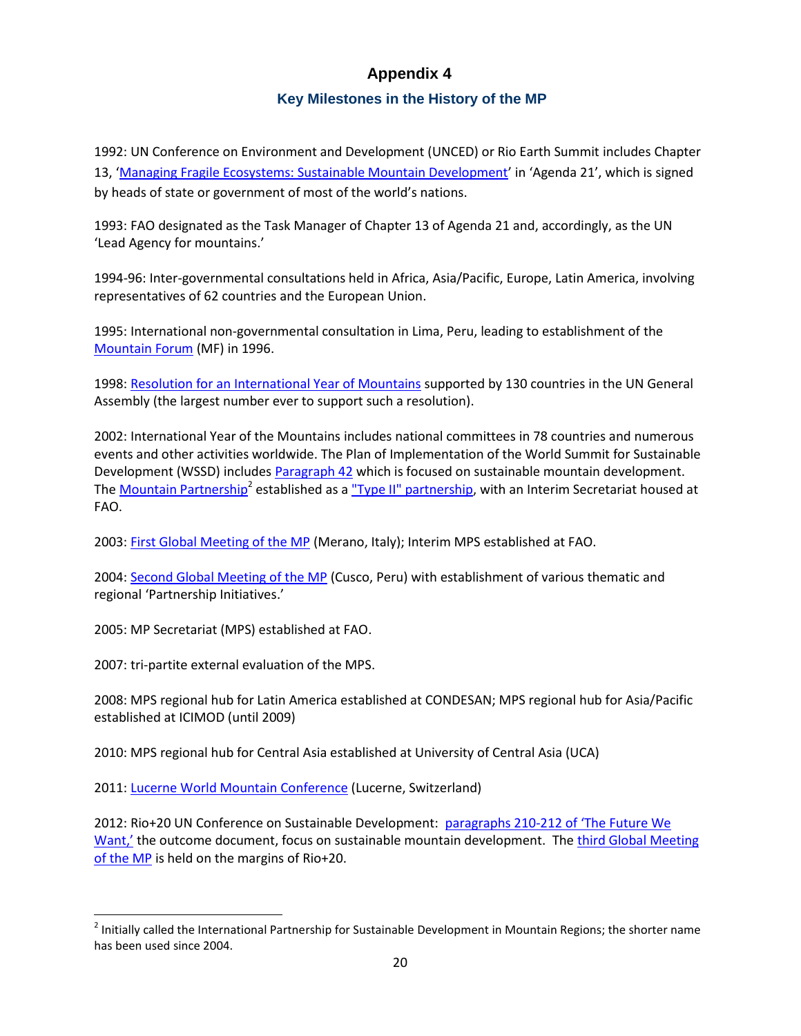# Appendix 4

## Key Milestones in the History of the MP

1992: UN Conference on Environment and Development (UNCED) or Rio Earth Summit includes Chapter 13, 'Managing Fragile Ecosystems: Sustainable Mountain Development' in 'Agenda 21', which is signed by heads of state or government of most of the world's nations.

1993: FAO designated as the Task Manager of Chapter 13 of Agenda 21 and, accordingly, as the UN 'Lead Agency for mountains.'

1994-96: Inter-governmental consultations held in Africa, Asia/Pacific, Europe, Latin America, involving representatives of 62 countries and the European Union.

1995: International non-governmental consultation in Lima, Peru, leading to establishment of the Mountain Forum (MF) in 1996.

1998: Resolution for an International Year of Mountains supported by 130 countries in the UN General Assembly (the largest number ever to support such a resolution).

2002: International Year of the Mountains includes national committees in 78 countries and numerous events and other activities worldwide. The Plan of Implementation of the World Summit for Sustainable Development (WSSD) includes Paragraph 42 which is focused on sustainable mountain development. The Mountain Partnership[2] established as a "Type II" partnership, with an Interim Secretariat housed at FAO.

2003: First Global Meeting of the MP (Merano, Italy); Interim MPS established at FAO.

2004: Second Global Meeting of the MP (Cusco, Peru) with establishment of various thematic and regional 'Partnership Initiatives.'

2005: MP Secretariat (MPS) established at FAO.

2007: tri-partite external evaluation of the MPS.

2008: MPS regional hub for Latin America established at CONDESAN; MPS regional hub for Asia/Pacific established at ICIMOD (until 2009)

2010: MPS regional hub for Central Asia established at University of Central Asia (UCA)

2011: Lucerne World Mountain Conference (Lucerne, Switzerland)

2012: Rio+20 UN Conference on Sustainable Development: paragraphs 210-212 of 'The Future We Want,' the outcome document, focus on sustainable mountain development. The third Global Meeting of the MP is held on the margins of Rio+20.

---

[2] Initially called the International Partnership for Sustainable Development in Mountain Regions; the shorter name has been used since 2004.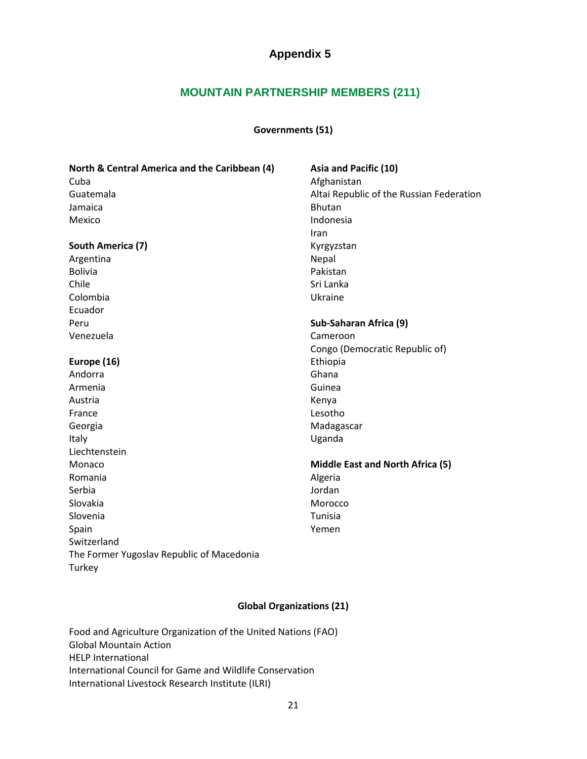# Appendix 5

## MOUNTAIN PARTNERSHIP MEMBERS (211)

### Governments (51)

**North & Central America and the Caribbean (4)**

Cuba
Guatemala
Jamaica
Mexico

**South America (7)**

Argentina
Bolivia
Chile
Colombia
Ecuador
Peru
Venezuela

**Europe (16)**

Andorra
Armenia
Austria
France
Georgia
Italy
Liechtenstein
Monaco
Romania
Serbia
Slovakia
Slovenia
Spain
Switzerland
The Former Yugoslav Republic of Macedonia
Turkey

**Asia and Pacific (10)**

Afghanistan
Altai Republic of the Russian Federation
Bhutan
Indonesia
Iran
Kyrgyzstan
Nepal
Pakistan
Sri Lanka
Ukraine

**Sub-Saharan Africa (9)**

Cameroon
Congo (Democratic Republic of)
Ethiopia
Ghana
Guinea
Kenya
Lesotho
Madagascar
Uganda

**Middle East and North Africa (5)**

Algeria
Jordan
Morocco
Tunisia
Yemen

### Global Organizations (21)

Food and Agriculture Organization of the United Nations (FAO)
Global Mountain Action
HELP International
International Council for Game and Wildlife Conservation
International Livestock Research Institute (ILRI)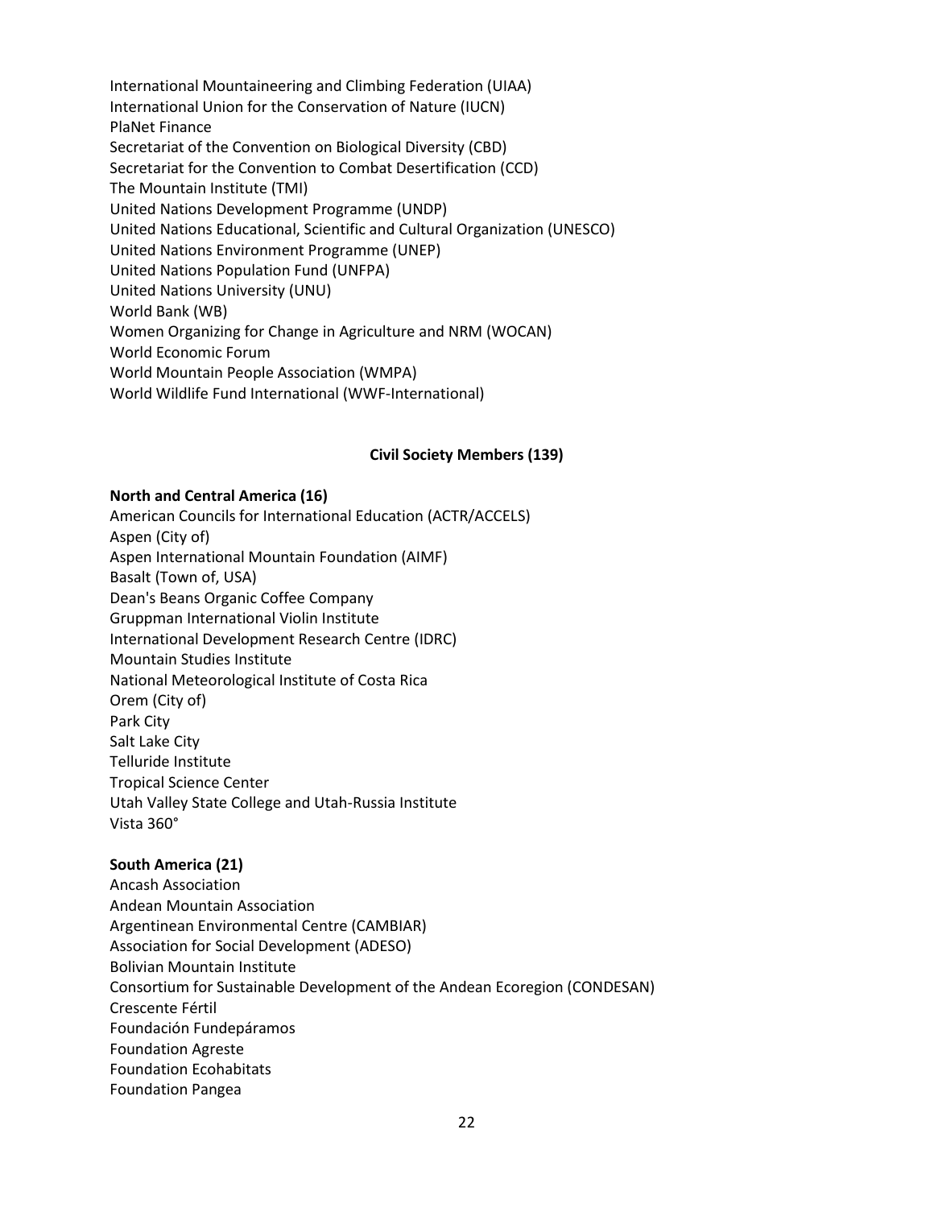International Mountaineering and Climbing Federation (UIAA)
International Union for the Conservation of Nature (IUCN)
PlaNet Finance
Secretariat of the Convention on Biological Diversity (CBD)
Secretariat for the Convention to Combat Desertification (CCD)
The Mountain Institute (TMI)
United Nations Development Programme (UNDP)
United Nations Educational, Scientific and Cultural Organization (UNESCO)
United Nations Environment Programme (UNEP)
United Nations Population Fund (UNFPA)
United Nations University (UNU)
World Bank (WB)
Women Organizing for Change in Agriculture and NRM (WOCAN)
World Economic Forum
World Mountain People Association (WMPA)
World Wildlife Fund International (WWF-International)

**Civil Society Members (139)**

**North and Central America (16)**

American Councils for International Education (ACTR/ACCELS)
Aspen (City of)
Aspen International Mountain Foundation (AIMF)
Basalt (Town of, USA)
Dean's Beans Organic Coffee Company
Gruppman International Violin Institute
International Development Research Centre (IDRC)
Mountain Studies Institute
National Meteorological Institute of Costa Rica
Orem (City of)
Park City
Salt Lake City
Telluride Institute
Tropical Science Center
Utah Valley State College and Utah-Russia Institute
Vista 360°

**South America (21)**

Ancash Association
Andean Mountain Association
Argentinean Environmental Centre (CAMBIAR)
Association for Social Development (ADESO)
Bolivian Mountain Institute
Consortium for Sustainable Development of the Andean Ecoregion (CONDESAN)
Crescente Fértil
Foundación Fundepáramos
Foundation Agreste
Foundation Ecohabitats
Foundation Pangea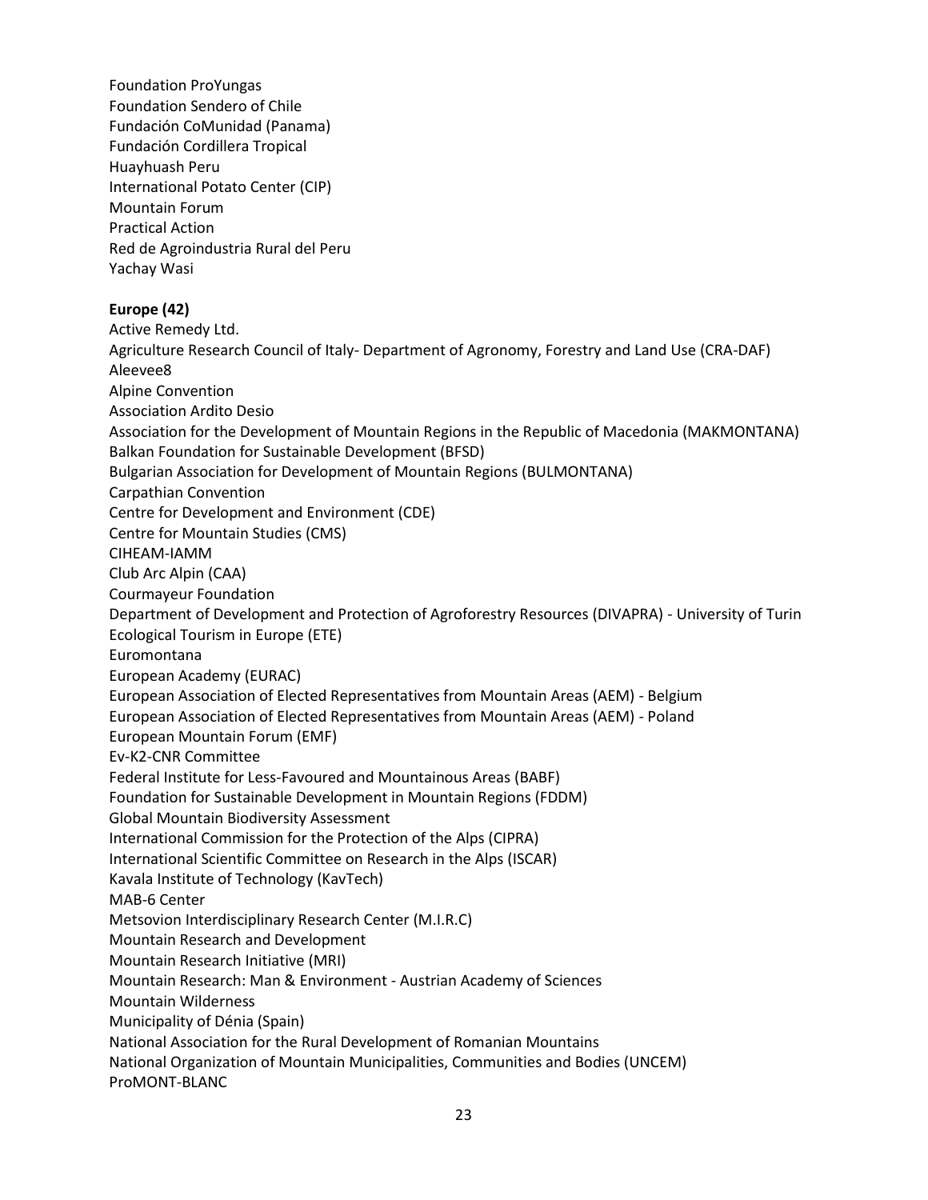Foundation ProYungas
Foundation Sendero of Chile
Fundación CoMunidad (Panama)
Fundación Cordillera Tropical
Huayhuash Peru
International Potato Center (CIP)
Mountain Forum
Practical Action
Red de Agroindustria Rural del Peru
Yachay Wasi

**Europe (42)**

Active Remedy Ltd.
Agriculture Research Council of Italy- Department of Agronomy, Forestry and Land Use (CRA-DAF)
Aleevee8
Alpine Convention
Association Ardito Desio
Association for the Development of Mountain Regions in the Republic of Macedonia (MAKMONTANA)
Balkan Foundation for Sustainable Development (BFSD)
Bulgarian Association for Development of Mountain Regions (BULMONTANA)
Carpathian Convention
Centre for Development and Environment (CDE)
Centre for Mountain Studies (CMS)
CIHEAM-IAMM
Club Arc Alpin (CAA)
Courmayeur Foundation
Department of Development and Protection of Agroforestry Resources (DIVAPRA) - University of Turin
Ecological Tourism in Europe (ETE)
Euromontana
European Academy (EURAC)
European Association of Elected Representatives from Mountain Areas (AEM) - Belgium
European Association of Elected Representatives from Mountain Areas (AEM) - Poland
European Mountain Forum (EMF)
Ev-K2-CNR Committee
Federal Institute for Less-Favoured and Mountainous Areas (BABF)
Foundation for Sustainable Development in Mountain Regions (FDDM)
Global Mountain Biodiversity Assessment
International Commission for the Protection of the Alps (CIPRA)
International Scientific Committee on Research in the Alps (ISCAR)
Kavala Institute of Technology (KavTech)
MAB-6 Center
Metsovion Interdisciplinary Research Center (M.I.R.C)
Mountain Research and Development
Mountain Research Initiative (MRI)
Mountain Research: Man & Environment - Austrian Academy of Sciences
Mountain Wilderness
Municipality of Dénia (Spain)
National Association for the Rural Development of Romanian Mountains
National Organization of Mountain Municipalities, Communities and Bodies (UNCEM)
ProMONT-BLANC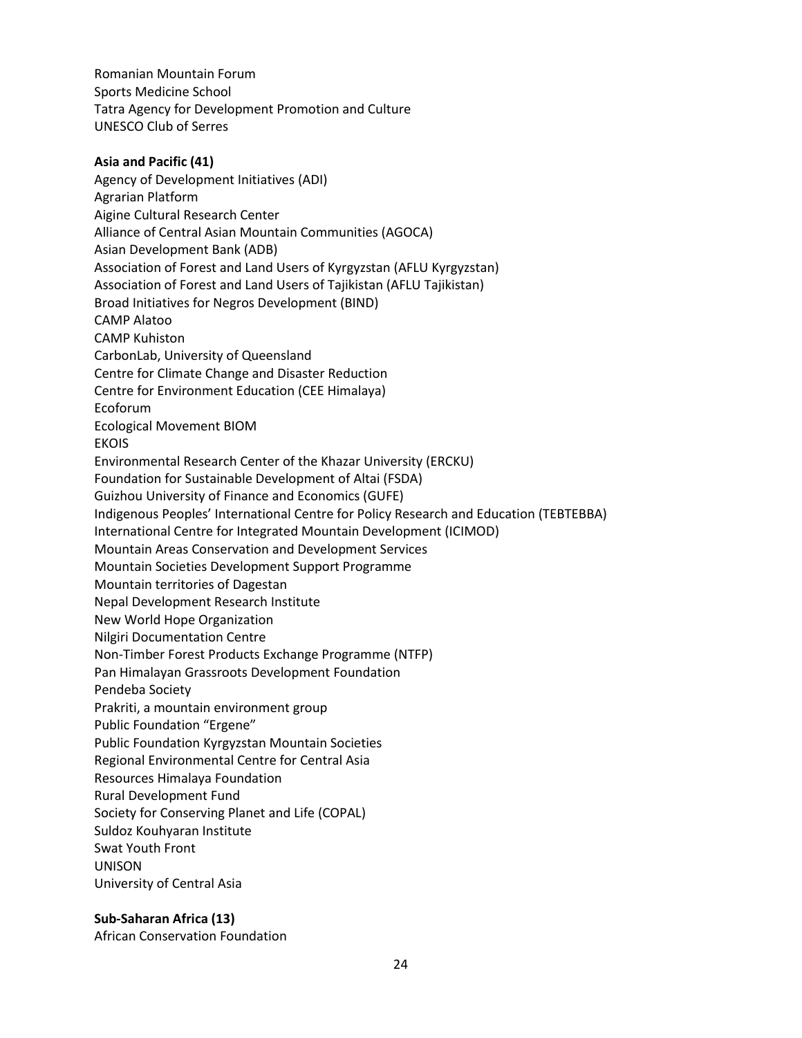Romanian Mountain Forum
Sports Medicine School
Tatra Agency for Development Promotion and Culture
UNESCO Club of Serres

**Asia and Pacific (41)**

Agency of Development Initiatives (ADI)
Agrarian Platform
Aigine Cultural Research Center
Alliance of Central Asian Mountain Communities (AGOCA)
Asian Development Bank (ADB)
Association of Forest and Land Users of Kyrgyzstan (AFLU Kyrgyzstan)
Association of Forest and Land Users of Tajikistan (AFLU Tajikistan)
Broad Initiatives for Negros Development (BIND)
CAMP Alatoo
CAMP Kuhiston
CarbonLab, University of Queensland
Centre for Climate Change and Disaster Reduction
Centre for Environment Education (CEE Himalaya)
Ecoforum
Ecological Movement BIOM
EKOIS
Environmental Research Center of the Khazar University (ERCKU)
Foundation for Sustainable Development of Altai (FSDA)
Guizhou University of Finance and Economics (GUFE)
Indigenous Peoples' International Centre for Policy Research and Education (TEBTEBBA)
International Centre for Integrated Mountain Development (ICIMOD)
Mountain Areas Conservation and Development Services
Mountain Societies Development Support Programme
Mountain territories of Dagestan
Nepal Development Research Institute
New World Hope Organization
Nilgiri Documentation Centre
Non-Timber Forest Products Exchange Programme (NTFP)
Pan Himalayan Grassroots Development Foundation
Pendeba Society
Prakriti, a mountain environment group
Public Foundation "Ergene"
Public Foundation Kyrgyzstan Mountain Societies
Regional Environmental Centre for Central Asia
Resources Himalaya Foundation
Rural Development Fund
Society for Conserving Planet and Life (COPAL)
Suldoz Kouhyaran Institute
Swat Youth Front
UNISON
University of Central Asia

**Sub-Saharan Africa (13)**

African Conservation Foundation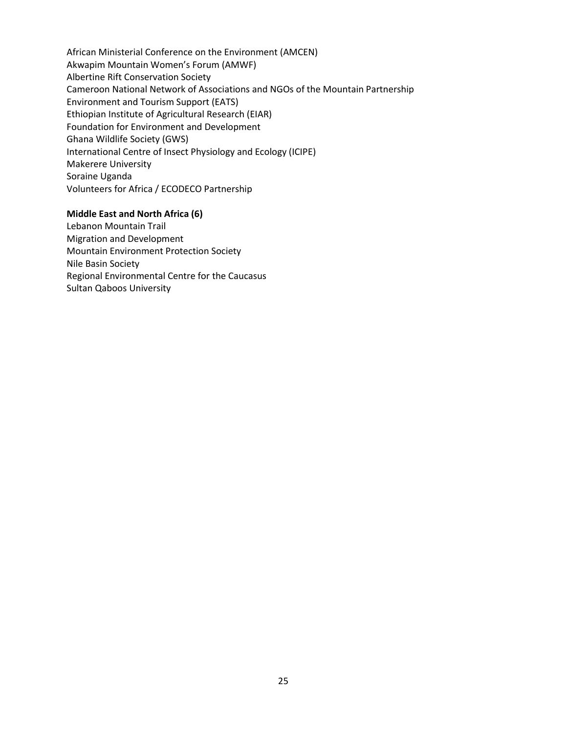African Ministerial Conference on the Environment (AMCEN)
Akwapim Mountain Women's Forum (AMWF)
Albertine Rift Conservation Society
Cameroon National Network of Associations and NGOs of the Mountain Partnership
Environment and Tourism Support (EATS)
Ethiopian Institute of Agricultural Research (EIAR)
Foundation for Environment and Development
Ghana Wildlife Society (GWS)
International Centre of Insect Physiology and Ecology (ICIPE)
Makerere University
Soraine Uganda
Volunteers for Africa / ECODECO Partnership

**Middle East and North Africa (6)**

Lebanon Mountain Trail
Migration and Development
Mountain Environment Protection Society
Nile Basin Society
Regional Environmental Centre for the Caucasus
Sultan Qaboos University